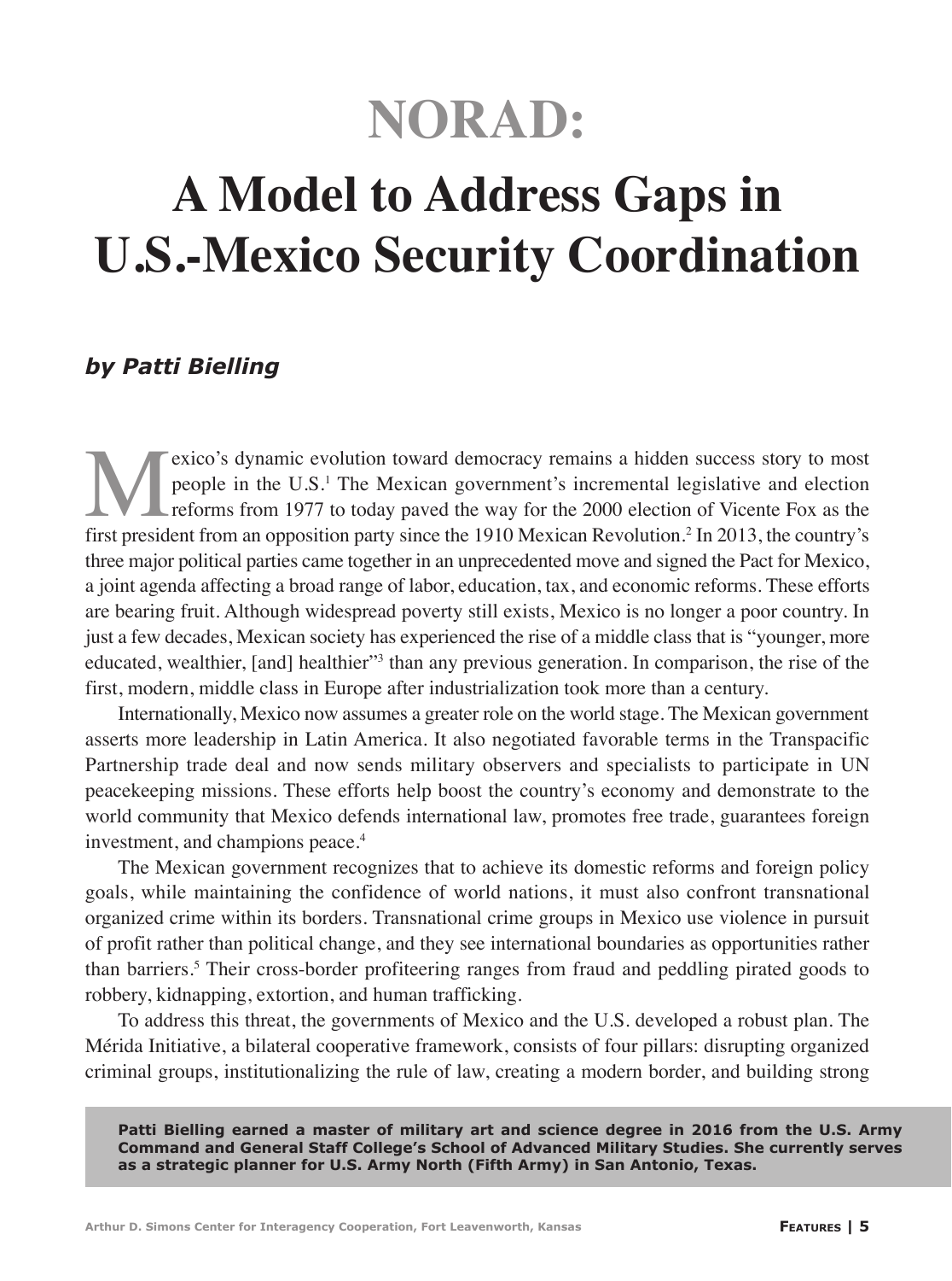# NORAD:

# A Model to Address Gaps in U.S.-Mexico Security Coordination

***by Patti Bielling***

Mexico's dynamic evolution toward democracy remains a hidden success story to most people in the U.S.[1] The Mexican government's incremental legislative and election reforms from 1977 to today paved the way for the 2000 election of Vicente Fox as the first president from an opposition party since the 1910 Mexican Revolution.[2] In 2013, the country's three major political parties came together in an unprecedented move and signed the Pact for Mexico, a joint agenda affecting a broad range of labor, education, tax, and economic reforms. These efforts are bearing fruit. Although widespread poverty still exists, Mexico is no longer a poor country. In just a few decades, Mexican society has experienced the rise of a middle class that is "younger, more educated, wealthier, [and] healthier"[3] than any previous generation. In comparison, the rise of the first, modern, middle class in Europe after industrialization took more than a century.

Internationally, Mexico now assumes a greater role on the world stage. The Mexican government asserts more leadership in Latin America. It also negotiated favorable terms in the Transpacific Partnership trade deal and now sends military observers and specialists to participate in UN peacekeeping missions. These efforts help boost the country's economy and demonstrate to the world community that Mexico defends international law, promotes free trade, guarantees foreign investment, and champions peace.[4]

The Mexican government recognizes that to achieve its domestic reforms and foreign policy goals, while maintaining the confidence of world nations, it must also confront transnational organized crime within its borders. Transnational crime groups in Mexico use violence in pursuit of profit rather than political change, and they see international boundaries as opportunities rather than barriers.[5] Their cross-border profiteering ranges from fraud and peddling pirated goods to robbery, kidnapping, extortion, and human trafficking.

To address this threat, the governments of Mexico and the U.S. developed a robust plan. The Mérida Initiative, a bilateral cooperative framework, consists of four pillars: disrupting organized criminal groups, institutionalizing the rule of law, creating a modern border, and building strong

**Patti Bielling earned a master of military art and science degree in 2016 from the U.S. Army Command and General Staff College's School of Advanced Military Studies. She currently serves as a strategic planner for U.S. Army North (Fifth Army) in San Antonio, Texas.**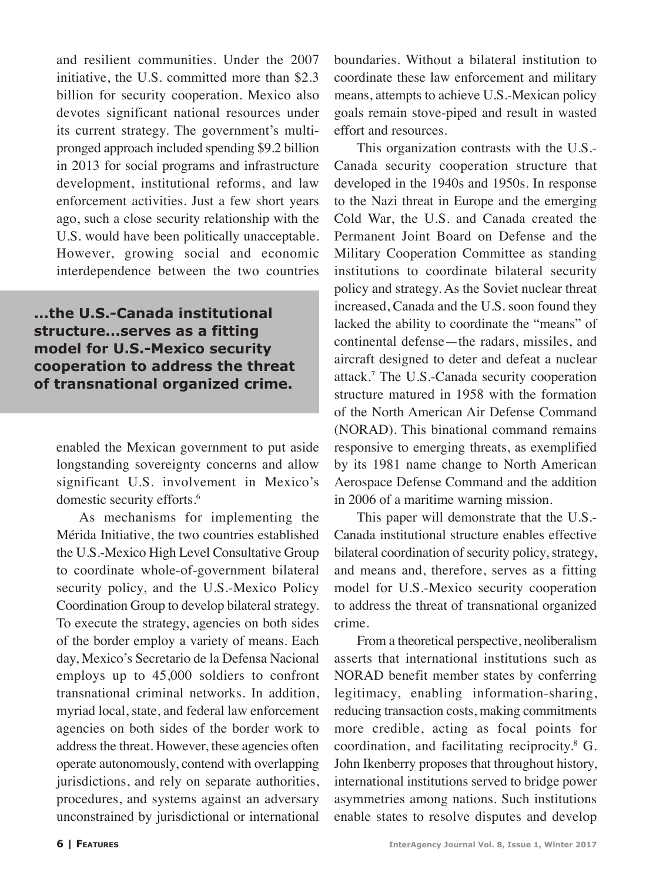and resilient communities. Under the 2007 initiative, the U.S. committed more than $2.3 billion for security cooperation. Mexico also devotes significant national resources under its current strategy. The government's multi-pronged approach included spending $9.2 billion in 2013 for social programs and infrastructure development, institutional reforms, and law enforcement activities. Just a few short years ago, such a close security relationship with the U.S. would have been politically unacceptable. However, growing social and economic interdependence between the two countries enabled the Mexican government to put aside longstanding sovereignty concerns and allow significant U.S. involvement in Mexico's domestic security efforts.[6]

**...the U.S.-Canada institutional structure...serves as a fitting model for U.S.-Mexico security cooperation to address the threat of transnational organized crime.**

As mechanisms for implementing the Mérida Initiative, the two countries established the U.S.-Mexico High Level Consultative Group to coordinate whole-of-government bilateral security policy, and the U.S.-Mexico Policy Coordination Group to develop bilateral strategy. To execute the strategy, agencies on both sides of the border employ a variety of means. Each day, Mexico's Secretario de la Defensa Nacional employs up to 45,000 soldiers to confront transnational criminal networks. In addition, myriad local, state, and federal law enforcement agencies on both sides of the border work to address the threat. However, these agencies often operate autonomously, contend with overlapping jurisdictions, and rely on separate authorities, procedures, and systems against an adversary unconstrained by jurisdictional or international boundaries. Without a bilateral institution to coordinate these law enforcement and military means, attempts to achieve U.S.-Mexican policy goals remain stove-piped and result in wasted effort and resources.

This organization contrasts with the U.S.-Canada security cooperation structure that developed in the 1940s and 1950s. In response to the Nazi threat in Europe and the emerging Cold War, the U.S. and Canada created the Permanent Joint Board on Defense and the Military Cooperation Committee as standing institutions to coordinate bilateral security policy and strategy. As the Soviet nuclear threat increased, Canada and the U.S. soon found they lacked the ability to coordinate the "means" of continental defense—the radars, missiles, and aircraft designed to deter and defeat a nuclear attack.[7] The U.S.-Canada security cooperation structure matured in 1958 with the formation of the North American Air Defense Command (NORAD). This binational command remains responsive to emerging threats, as exemplified by its 1981 name change to North American Aerospace Defense Command and the addition in 2006 of a maritime warning mission.

This paper will demonstrate that the U.S.-Canada institutional structure enables effective bilateral coordination of security policy, strategy, and means and, therefore, serves as a fitting model for U.S.-Mexico security cooperation to address the threat of transnational organized crime.

From a theoretical perspective, neoliberalism asserts that international institutions such as NORAD benefit member states by conferring legitimacy, enabling information-sharing, reducing transaction costs, making commitments more credible, acting as focal points for coordination, and facilitating reciprocity.[8] G. John Ikenberry proposes that throughout history, international institutions served to bridge power asymmetries among nations. Such institutions enable states to resolve disputes and develop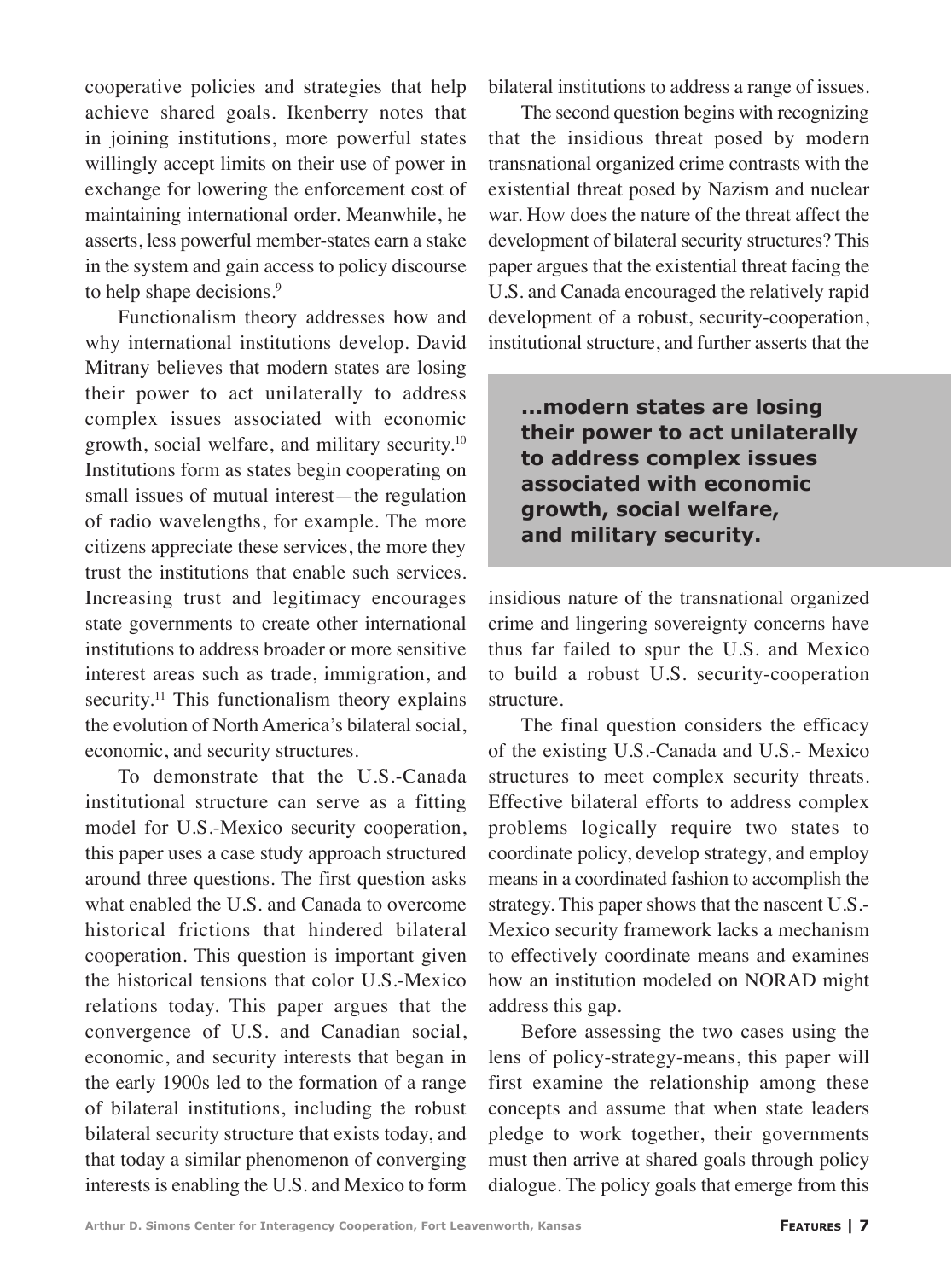cooperative policies and strategies that help achieve shared goals. Ikenberry notes that in joining institutions, more powerful states willingly accept limits on their use of power in exchange for lowering the enforcement cost of maintaining international order. Meanwhile, he asserts, less powerful member-states earn a stake in the system and gain access to policy discourse to help shape decisions.[9]

Functionalism theory addresses how and why international institutions develop. David Mitrany believes that modern states are losing their power to act unilaterally to address complex issues associated with economic growth, social welfare, and military security.[10] Institutions form as states begin cooperating on small issues of mutual interest—the regulation of radio wavelengths, for example. The more citizens appreciate these services, the more they trust the institutions that enable such services. Increasing trust and legitimacy encourages state governments to create other international institutions to address broader or more sensitive interest areas such as trade, immigration, and security.[11] This functionalism theory explains the evolution of North America's bilateral social, economic, and security structures.

To demonstrate that the U.S.-Canada institutional structure can serve as a fitting model for U.S.-Mexico security cooperation, this paper uses a case study approach structured around three questions. The first question asks what enabled the U.S. and Canada to overcome historical frictions that hindered bilateral cooperation. This question is important given the historical tensions that color U.S.-Mexico relations today. This paper argues that the convergence of U.S. and Canadian social, economic, and security interests that began in the early 1900s led to the formation of a range of bilateral institutions, including the robust bilateral security structure that exists today, and that today a similar phenomenon of converging interests is enabling the U.S. and Mexico to form bilateral institutions to address a range of issues.

The second question begins with recognizing that the insidious threat posed by modern transnational organized crime contrasts with the existential threat posed by Nazism and nuclear war. How does the nature of the threat affect the development of bilateral security structures? This paper argues that the existential threat facing the U.S. and Canada encouraged the relatively rapid development of a robust, security-cooperation, institutional structure, and further asserts that the insidious nature of the transnational organized crime and lingering sovereignty concerns have thus far failed to spur the U.S. and Mexico to build a robust U.S. security-cooperation structure.

> **...modern states are losing their power to act unilaterally to address complex issues associated with economic growth, social welfare, and military security.**

The final question considers the efficacy of the existing U.S.-Canada and U.S.- Mexico structures to meet complex security threats. Effective bilateral efforts to address complex problems logically require two states to coordinate policy, develop strategy, and employ means in a coordinated fashion to accomplish the strategy. This paper shows that the nascent U.S.-Mexico security framework lacks a mechanism to effectively coordinate means and examines how an institution modeled on NORAD might address this gap.

Before assessing the two cases using the lens of policy-strategy-means, this paper will first examine the relationship among these concepts and assume that when state leaders pledge to work together, their governments must then arrive at shared goals through policy dialogue. The policy goals that emerge from this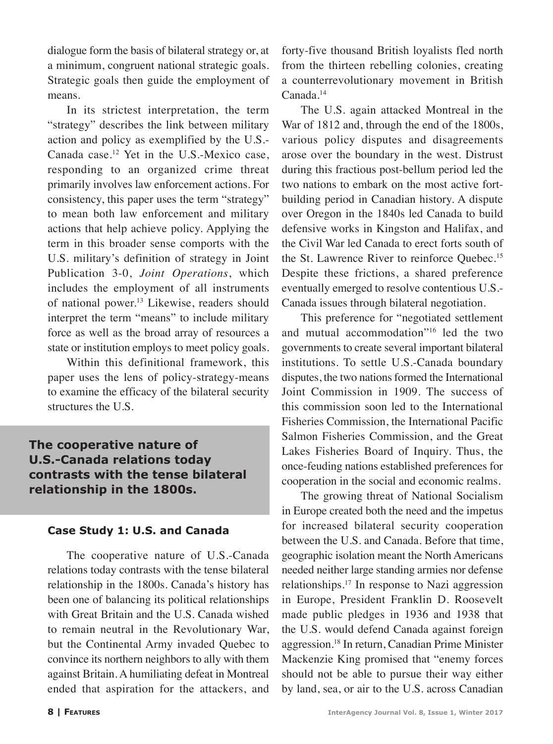dialogue form the basis of bilateral strategy or, at a minimum, congruent national strategic goals. Strategic goals then guide the employment of means.

In its strictest interpretation, the term "strategy" describes the link between military action and policy as exemplified by the U.S.-Canada case.[12] Yet in the U.S.-Mexico case, responding to an organized crime threat primarily involves law enforcement actions. For consistency, this paper uses the term "strategy" to mean both law enforcement and military actions that help achieve policy. Applying the term in this broader sense comports with the U.S. military's definition of strategy in Joint Publication 3-0, *Joint Operations*, which includes the employment of all instruments of national power.[13] Likewise, readers should interpret the term "means" to include military force as well as the broad array of resources a state or institution employs to meet policy goals.

Within this definitional framework, this paper uses the lens of policy-strategy-means to examine the efficacy of the bilateral security structures the U.S.

**The cooperative nature of U.S.-Canada relations today contrasts with the tense bilateral relationship in the 1800s.**

### Case Study 1: U.S. and Canada

The cooperative nature of U.S.-Canada relations today contrasts with the tense bilateral relationship in the 1800s. Canada's history has been one of balancing its political relationships with Great Britain and the U.S. Canada wished to remain neutral in the Revolutionary War, but the Continental Army invaded Quebec to convince its northern neighbors to ally with them against Britain. A humiliating defeat in Montreal ended that aspiration for the attackers, and forty-five thousand British loyalists fled north from the thirteen rebelling colonies, creating a counterrevolutionary movement in British Canada.[14]

The U.S. again attacked Montreal in the War of 1812 and, through the end of the 1800s, various policy disputes and disagreements arose over the boundary in the west. Distrust during this fractious post-bellum period led the two nations to embark on the most active fort-building period in Canadian history. A dispute over Oregon in the 1840s led Canada to build defensive works in Kingston and Halifax, and the Civil War led Canada to erect forts south of the St. Lawrence River to reinforce Quebec.[15] Despite these frictions, a shared preference eventually emerged to resolve contentious U.S.-Canada issues through bilateral negotiation.

This preference for "negotiated settlement and mutual accommodation"[16] led the two governments to create several important bilateral institutions. To settle U.S.-Canada boundary disputes, the two nations formed the International Joint Commission in 1909. The success of this commission soon led to the International Fisheries Commission, the International Pacific Salmon Fisheries Commission, and the Great Lakes Fisheries Board of Inquiry. Thus, the once-feuding nations established preferences for cooperation in the social and economic realms.

The growing threat of National Socialism in Europe created both the need and the impetus for increased bilateral security cooperation between the U.S. and Canada. Before that time, geographic isolation meant the North Americans needed neither large standing armies nor defense relationships.[17] In response to Nazi aggression in Europe, President Franklin D. Roosevelt made public pledges in 1936 and 1938 that the U.S. would defend Canada against foreign aggression.[18] In return, Canadian Prime Minister Mackenzie King promised that "enemy forces should not be able to pursue their way either by land, sea, or air to the U.S. across Canadian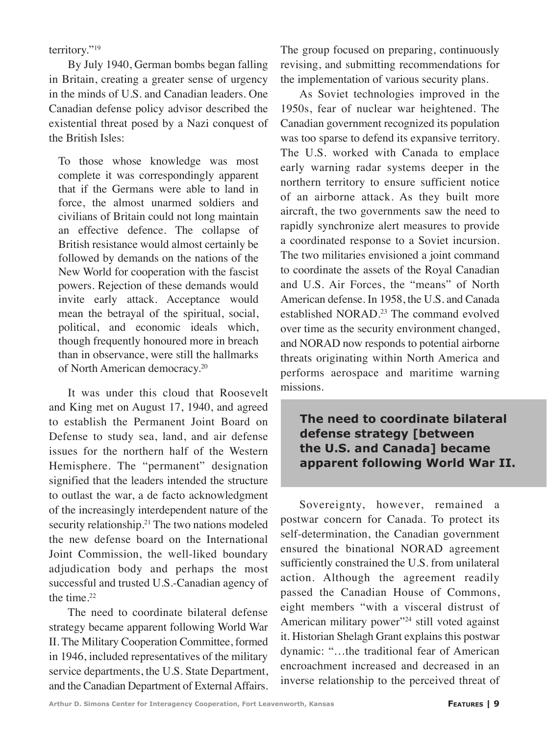territory."[19]

By July 1940, German bombs began falling in Britain, creating a greater sense of urgency in the minds of U.S. and Canadian leaders. One Canadian defense policy advisor described the existential threat posed by a Nazi conquest of the British Isles:

> To those whose knowledge was most complete it was correspondingly apparent that if the Germans were able to land in force, the almost unarmed soldiers and civilians of Britain could not long maintain an effective defence. The collapse of British resistance would almost certainly be followed by demands on the nations of the New World for cooperation with the fascist powers. Rejection of these demands would invite early attack. Acceptance would mean the betrayal of the spiritual, social, political, and economic ideals which, though frequently honoured more in breach than in observance, were still the hallmarks of North American democracy.[20]

It was under this cloud that Roosevelt and King met on August 17, 1940, and agreed to establish the Permanent Joint Board on Defense to study sea, land, and air defense issues for the northern half of the Western Hemisphere. The "permanent" designation signified that the leaders intended the structure to outlast the war, a de facto acknowledgment of the increasingly interdependent nature of the security relationship.[21] The two nations modeled the new defense board on the International Joint Commission, the well-liked boundary adjudication body and perhaps the most successful and trusted U.S.-Canadian agency of the time.[22]

The need to coordinate bilateral defense strategy became apparent following World War II. The Military Cooperation Committee, formed in 1946, included representatives of the military service departments, the U.S. State Department, and the Canadian Department of External Affairs. The group focused on preparing, continuously revising, and submitting recommendations for the implementation of various security plans.

As Soviet technologies improved in the 1950s, fear of nuclear war heightened. The Canadian government recognized its population was too sparse to defend its expansive territory. The U.S. worked with Canada to emplace early warning radar systems deeper in the northern territory to ensure sufficient notice of an airborne attack. As they built more aircraft, the two governments saw the need to rapidly synchronize alert measures to provide a coordinated response to a Soviet incursion. The two militaries envisioned a joint command to coordinate the assets of the Royal Canadian and U.S. Air Forces, the "means" of North American defense. In 1958, the U.S. and Canada established NORAD.[23] The command evolved over time as the security environment changed, and NORAD now responds to potential airborne threats originating within North America and performs aerospace and maritime warning missions.

> **The need to coordinate bilateral defense strategy [between the U.S. and Canada] became apparent following World War II.**

Sovereignty, however, remained a postwar concern for Canada. To protect its self-determination, the Canadian government ensured the binational NORAD agreement sufficiently constrained the U.S. from unilateral action. Although the agreement readily passed the Canadian House of Commons, eight members "with a visceral distrust of American military power"[24] still voted against it. Historian Shelagh Grant explains this postwar dynamic: "…the traditional fear of American encroachment increased and decreased in an inverse relationship to the perceived threat of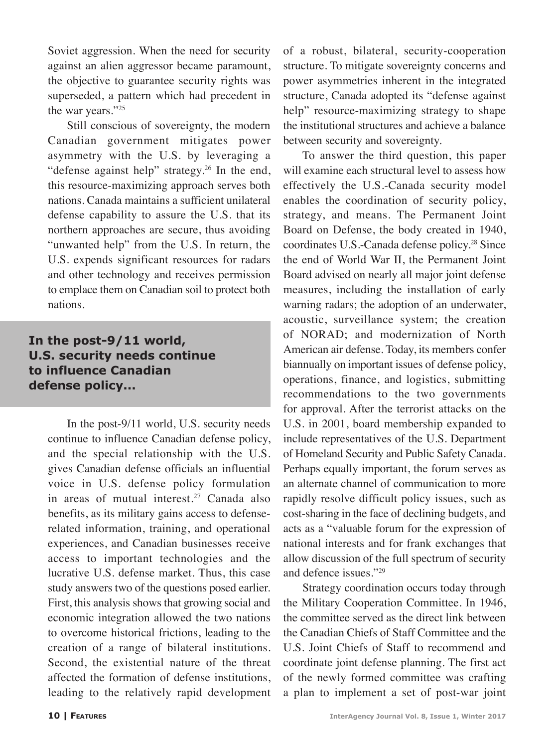Soviet aggression. When the need for security against an alien aggressor became paramount, the objective to guarantee security rights was superseded, a pattern which had precedent in the war years."[25]

Still conscious of sovereignty, the modern Canadian government mitigates power asymmetry with the U.S. by leveraging a "defense against help" strategy.[26] In the end, this resource-maximizing approach serves both nations. Canada maintains a sufficient unilateral defense capability to assure the U.S. that its northern approaches are secure, thus avoiding "unwanted help" from the U.S. In return, the U.S. expends significant resources for radars and other technology and receives permission to emplace them on Canadian soil to protect both nations.

**In the post-9/11 world, U.S. security needs continue to influence Canadian defense policy...**

In the post-9/11 world, U.S. security needs continue to influence Canadian defense policy, and the special relationship with the U.S. gives Canadian defense officials an influential voice in U.S. defense policy formulation in areas of mutual interest.[27] Canada also benefits, as its military gains access to defense-related information, training, and operational experiences, and Canadian businesses receive access to important technologies and the lucrative U.S. defense market. Thus, this case study answers two of the questions posed earlier. First, this analysis shows that growing social and economic integration allowed the two nations to overcome historical frictions, leading to the creation of a range of bilateral institutions. Second, the existential nature of the threat affected the formation of defense institutions, leading to the relatively rapid development of a robust, bilateral, security-cooperation structure. To mitigate sovereignty concerns and power asymmetries inherent in the integrated structure, Canada adopted its "defense against help" resource-maximizing strategy to shape the institutional structures and achieve a balance between security and sovereignty.

To answer the third question, this paper will examine each structural level to assess how effectively the U.S.-Canada security model enables the coordination of security policy, strategy, and means. The Permanent Joint Board on Defense, the body created in 1940, coordinates U.S.-Canada defense policy.[28] Since the end of World War II, the Permanent Joint Board advised on nearly all major joint defense measures, including the installation of early warning radars; the adoption of an underwater, acoustic, surveillance system; the creation of NORAD; and modernization of North American air defense. Today, its members confer biannually on important issues of defense policy, operations, finance, and logistics, submitting recommendations to the two governments for approval. After the terrorist attacks on the U.S. in 2001, board membership expanded to include representatives of the U.S. Department of Homeland Security and Public Safety Canada. Perhaps equally important, the forum serves as an alternate channel of communication to more rapidly resolve difficult policy issues, such as cost-sharing in the face of declining budgets, and acts as a "valuable forum for the expression of national interests and for frank exchanges that allow discussion of the full spectrum of security and defence issues."[29]

Strategy coordination occurs today through the Military Cooperation Committee. In 1946, the committee served as the direct link between the Canadian Chiefs of Staff Committee and the U.S. Joint Chiefs of Staff to recommend and coordinate joint defense planning. The first act of the newly formed committee was crafting a plan to implement a set of post-war joint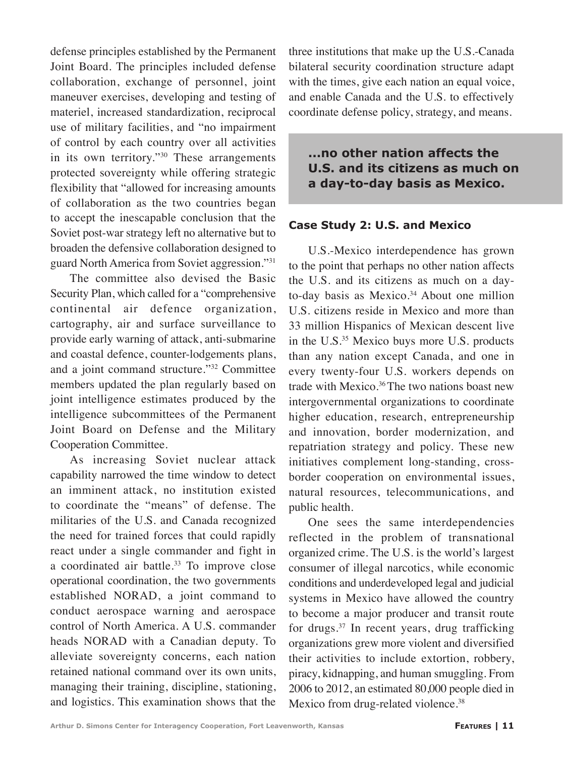defense principles established by the Permanent Joint Board. The principles included defense collaboration, exchange of personnel, joint maneuver exercises, developing and testing of materiel, increased standardization, reciprocal use of military facilities, and "no impairment of control by each country over all activities in its own territory."[30] These arrangements protected sovereignty while offering strategic flexibility that "allowed for increasing amounts of collaboration as the two countries began to accept the inescapable conclusion that the Soviet post-war strategy left no alternative but to broaden the defensive collaboration designed to guard North America from Soviet aggression."[31]

The committee also devised the Basic Security Plan, which called for a "comprehensive continental air defence organization, cartography, air and surface surveillance to provide early warning of attack, anti-submarine and coastal defence, counter-lodgements plans, and a joint command structure."[32] Committee members updated the plan regularly based on joint intelligence estimates produced by the intelligence subcommittees of the Permanent Joint Board on Defense and the Military Cooperation Committee.

As increasing Soviet nuclear attack capability narrowed the time window to detect an imminent attack, no institution existed to coordinate the "means" of defense. The militaries of the U.S. and Canada recognized the need for trained forces that could rapidly react under a single commander and fight in a coordinated air battle.[33] To improve close operational coordination, the two governments established NORAD, a joint command to conduct aerospace warning and aerospace control of North America. A U.S. commander heads NORAD with a Canadian deputy. To alleviate sovereignty concerns, each nation retained national command over its own units, managing their training, discipline, stationing, and logistics. This examination shows that the three institutions that make up the U.S.-Canada bilateral security coordination structure adapt with the times, give each nation an equal voice, and enable Canada and the U.S. to effectively coordinate defense policy, strategy, and means.

> **...no other nation affects the U.S. and its citizens as much on a day-to-day basis as Mexico.**

### Case Study 2: U.S. and Mexico

U.S.-Mexico interdependence has grown to the point that perhaps no other nation affects the U.S. and its citizens as much on a day-to-day basis as Mexico.[34] About one million U.S. citizens reside in Mexico and more than 33 million Hispanics of Mexican descent live in the U.S.[35] Mexico buys more U.S. products than any nation except Canada, and one in every twenty-four U.S. workers depends on trade with Mexico.[36] The two nations boast new intergovernmental organizations to coordinate higher education, research, entrepreneurship and innovation, border modernization, and repatriation strategy and policy. These new initiatives complement long-standing, cross-border cooperation on environmental issues, natural resources, telecommunications, and public health.

One sees the same interdependencies reflected in the problem of transnational organized crime. The U.S. is the world's largest consumer of illegal narcotics, while economic conditions and underdeveloped legal and judicial systems in Mexico have allowed the country to become a major producer and transit route for drugs.[37] In recent years, drug trafficking organizations grew more violent and diversified their activities to include extortion, robbery, piracy, kidnapping, and human smuggling. From 2006 to 2012, an estimated 80,000 people died in Mexico from drug-related violence.[38]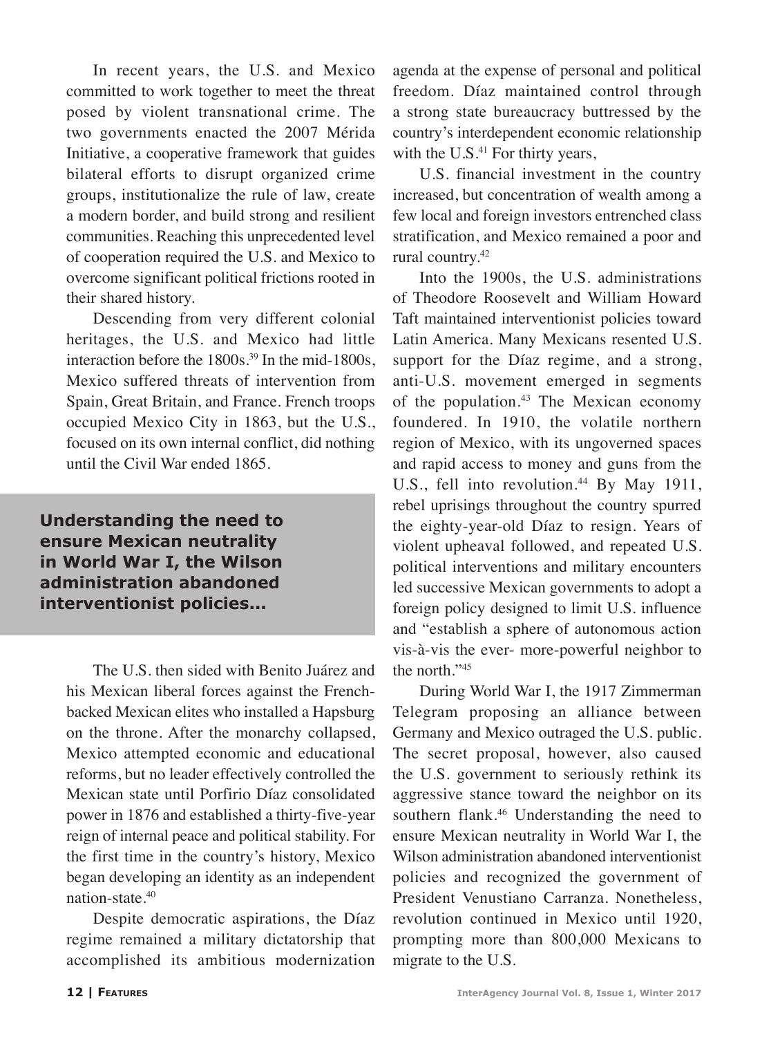In recent years, the U.S. and Mexico committed to work together to meet the threat posed by violent transnational crime. The two governments enacted the 2007 Mérida Initiative, a cooperative framework that guides bilateral efforts to disrupt organized crime groups, institutionalize the rule of law, create a modern border, and build strong and resilient communities. Reaching this unprecedented level of cooperation required the U.S. and Mexico to overcome significant political frictions rooted in their shared history.

Descending from very different colonial heritages, the U.S. and Mexico had little interaction before the 1800s.[39] In the mid-1800s, Mexico suffered threats of intervention from Spain, Great Britain, and France. French troops occupied Mexico City in 1863, but the U.S., focused on its own internal conflict, did nothing until the Civil War ended 1865.

**Understanding the need to ensure Mexican neutrality in World War I, the Wilson administration abandoned interventionist policies...**

The U.S. then sided with Benito Juárez and his Mexican liberal forces against the French-backed Mexican elites who installed a Hapsburg on the throne. After the monarchy collapsed, Mexico attempted economic and educational reforms, but no leader effectively controlled the Mexican state until Porfirio Díaz consolidated power in 1876 and established a thirty-five-year reign of internal peace and political stability. For the first time in the country's history, Mexico began developing an identity as an independent nation-state.[40]

Despite democratic aspirations, the Díaz regime remained a military dictatorship that accomplished its ambitious modernization agenda at the expense of personal and political freedom. Díaz maintained control through a strong state bureaucracy buttressed by the country's interdependent economic relationship with the U.S.[41] For thirty years,

U.S. financial investment in the country increased, but concentration of wealth among a few local and foreign investors entrenched class stratification, and Mexico remained a poor and rural country.[42]

Into the 1900s, the U.S. administrations of Theodore Roosevelt and William Howard Taft maintained interventionist policies toward Latin America. Many Mexicans resented U.S. support for the Díaz regime, and a strong, anti-U.S. movement emerged in segments of the population.[43] The Mexican economy foundered. In 1910, the volatile northern region of Mexico, with its ungoverned spaces and rapid access to money and guns from the U.S., fell into revolution.[44] By May 1911, rebel uprisings throughout the country spurred the eighty-year-old Díaz to resign. Years of violent upheaval followed, and repeated U.S. political interventions and military encounters led successive Mexican governments to adopt a foreign policy designed to limit U.S. influence and "establish a sphere of autonomous action vis-à-vis the ever- more-powerful neighbor to the north."[45]

During World War I, the 1917 Zimmerman Telegram proposing an alliance between Germany and Mexico outraged the U.S. public. The secret proposal, however, also caused the U.S. government to seriously rethink its aggressive stance toward the neighbor on its southern flank.[46] Understanding the need to ensure Mexican neutrality in World War I, the Wilson administration abandoned interventionist policies and recognized the government of President Venustiano Carranza. Nonetheless, revolution continued in Mexico until 1920, prompting more than 800,000 Mexicans to migrate to the U.S.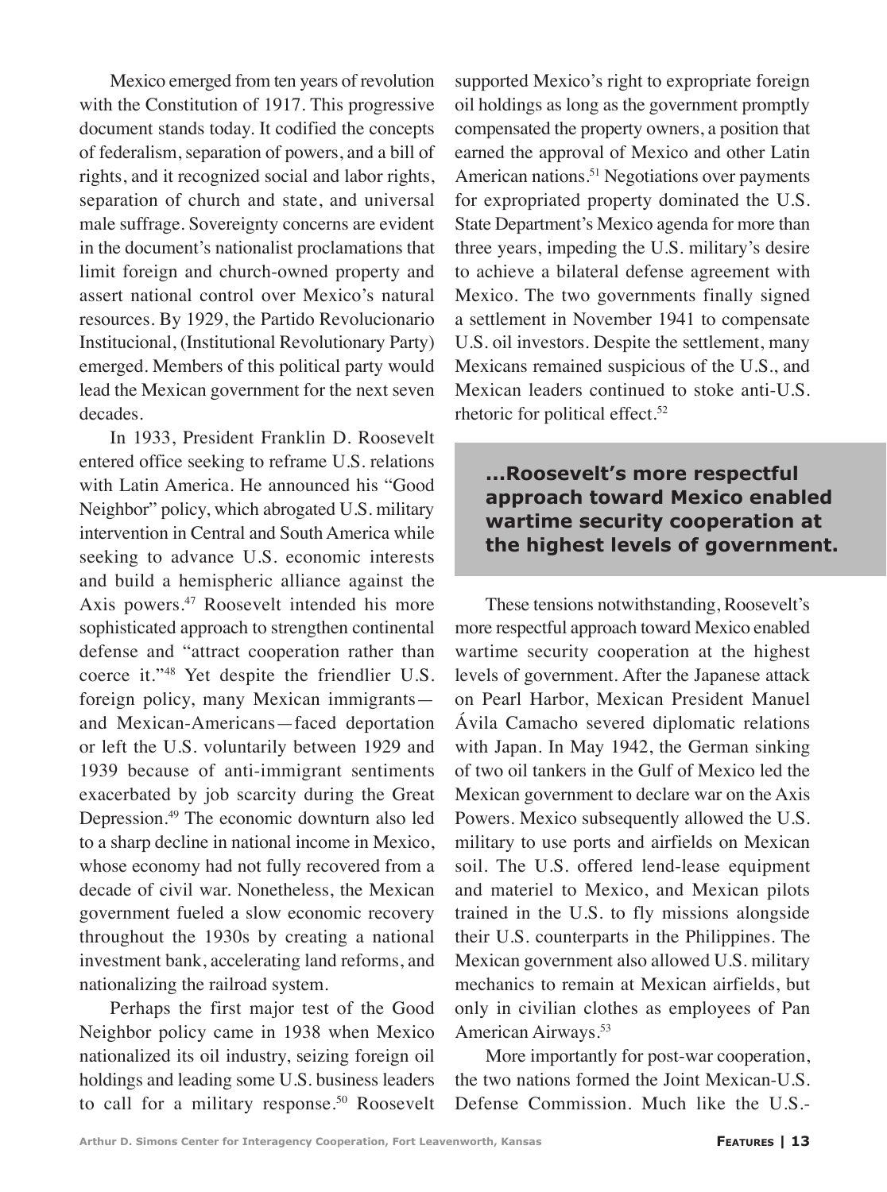Mexico emerged from ten years of revolution with the Constitution of 1917. This progressive document stands today. It codified the concepts of federalism, separation of powers, and a bill of rights, and it recognized social and labor rights, separation of church and state, and universal male suffrage. Sovereignty concerns are evident in the document's nationalist proclamations that limit foreign and church-owned property and assert national control over Mexico's natural resources. By 1929, the Partido Revolucionario Institucional, (Institutional Revolutionary Party) emerged. Members of this political party would lead the Mexican government for the next seven decades.

In 1933, President Franklin D. Roosevelt entered office seeking to reframe U.S. relations with Latin America. He announced his "Good Neighbor" policy, which abrogated U.S. military intervention in Central and South America while seeking to advance U.S. economic interests and build a hemispheric alliance against the Axis powers.[47] Roosevelt intended his more sophisticated approach to strengthen continental defense and "attract cooperation rather than coerce it."[48] Yet despite the friendlier U.S. foreign policy, many Mexican immigrants—and Mexican-Americans—faced deportation or left the U.S. voluntarily between 1929 and 1939 because of anti-immigrant sentiments exacerbated by job scarcity during the Great Depression.[49] The economic downturn also led to a sharp decline in national income in Mexico, whose economy had not fully recovered from a decade of civil war. Nonetheless, the Mexican government fueled a slow economic recovery throughout the 1930s by creating a national investment bank, accelerating land reforms, and nationalizing the railroad system.

Perhaps the first major test of the Good Neighbor policy came in 1938 when Mexico nationalized its oil industry, seizing foreign oil holdings and leading some U.S. business leaders to call for a military response.[50] Roosevelt supported Mexico's right to expropriate foreign oil holdings as long as the government promptly compensated the property owners, a position that earned the approval of Mexico and other Latin American nations.[51] Negotiations over payments for expropriated property dominated the U.S. State Department's Mexico agenda for more than three years, impeding the U.S. military's desire to achieve a bilateral defense agreement with Mexico. The two governments finally signed a settlement in November 1941 to compensate U.S. oil investors. Despite the settlement, many Mexicans remained suspicious of the U.S., and Mexican leaders continued to stoke anti-U.S. rhetoric for political effect.[52]

> **...Roosevelt's more respectful approach toward Mexico enabled wartime security cooperation at the highest levels of government.**

These tensions notwithstanding, Roosevelt's more respectful approach toward Mexico enabled wartime security cooperation at the highest levels of government. After the Japanese attack on Pearl Harbor, Mexican President Manuel Ávila Camacho severed diplomatic relations with Japan. In May 1942, the German sinking of two oil tankers in the Gulf of Mexico led the Mexican government to declare war on the Axis Powers. Mexico subsequently allowed the U.S. military to use ports and airfields on Mexican soil. The U.S. offered lend-lease equipment and materiel to Mexico, and Mexican pilots trained in the U.S. to fly missions alongside their U.S. counterparts in the Philippines. The Mexican government also allowed U.S. military mechanics to remain at Mexican airfields, but only in civilian clothes as employees of Pan American Airways.[53]

More importantly for post-war cooperation, the two nations formed the Joint Mexican-U.S. Defense Commission. Much like the U.S.-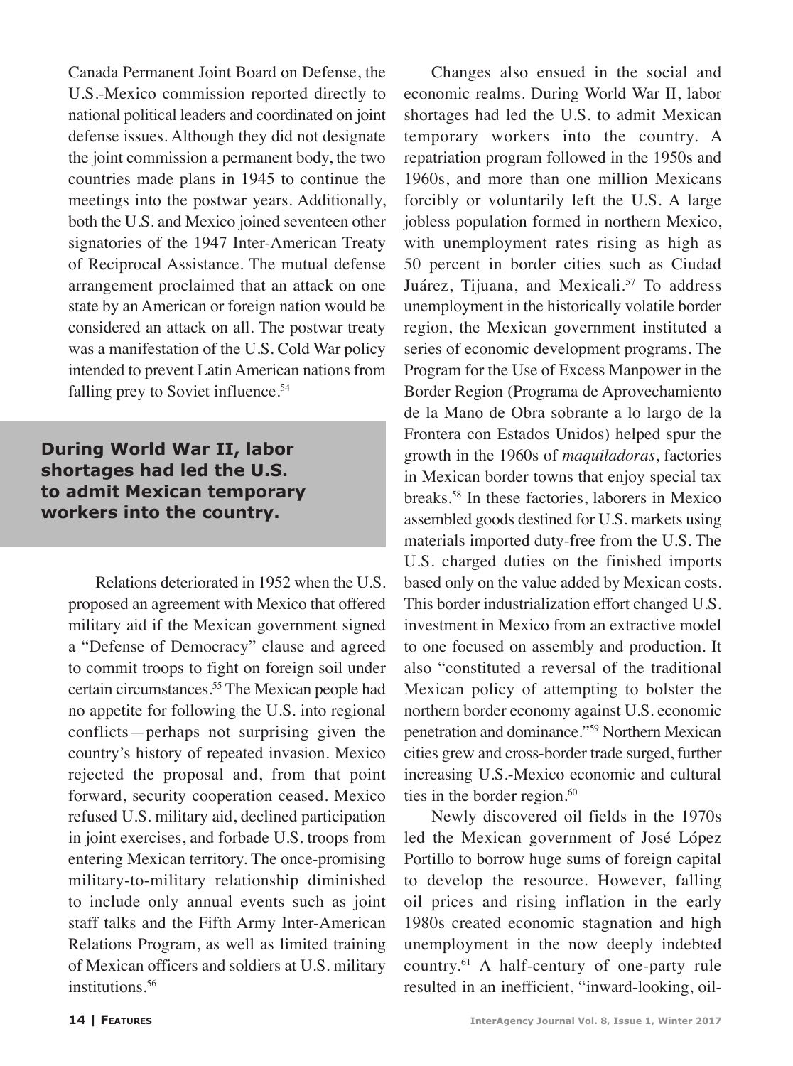Canada Permanent Joint Board on Defense, the U.S.-Mexico commission reported directly to national political leaders and coordinated on joint defense issues. Although they did not designate the joint commission a permanent body, the two countries made plans in 1945 to continue the meetings into the postwar years. Additionally, both the U.S. and Mexico joined seventeen other signatories of the 1947 Inter-American Treaty of Reciprocal Assistance. The mutual defense arrangement proclaimed that an attack on one state by an American or foreign nation would be considered an attack on all. The postwar treaty was a manifestation of the U.S. Cold War policy intended to prevent Latin American nations from falling prey to Soviet influence.[54]

**During World War II, labor shortages had led the U.S. to admit Mexican temporary workers into the country.**

Relations deteriorated in 1952 when the U.S. proposed an agreement with Mexico that offered military aid if the Mexican government signed a "Defense of Democracy" clause and agreed to commit troops to fight on foreign soil under certain circumstances.[55] The Mexican people had no appetite for following the U.S. into regional conflicts—perhaps not surprising given the country's history of repeated invasion. Mexico rejected the proposal and, from that point forward, security cooperation ceased. Mexico refused U.S. military aid, declined participation in joint exercises, and forbade U.S. troops from entering Mexican territory. The once-promising military-to-military relationship diminished to include only annual events such as joint staff talks and the Fifth Army Inter-American Relations Program, as well as limited training of Mexican officers and soldiers at U.S. military institutions.[56]

Changes also ensued in the social and economic realms. During World War II, labor shortages had led the U.S. to admit Mexican temporary workers into the country. A repatriation program followed in the 1950s and 1960s, and more than one million Mexicans forcibly or voluntarily left the U.S. A large jobless population formed in northern Mexico, with unemployment rates rising as high as 50 percent in border cities such as Ciudad Juárez, Tijuana, and Mexicali.[57] To address unemployment in the historically volatile border region, the Mexican government instituted a series of economic development programs. The Program for the Use of Excess Manpower in the Border Region (Programa de Aprovechamiento de la Mano de Obra sobrante a lo largo de la Frontera con Estados Unidos) helped spur the growth in the 1960s of *maquiladoras*, factories in Mexican border towns that enjoy special tax breaks.[58] In these factories, laborers in Mexico assembled goods destined for U.S. markets using materials imported duty-free from the U.S. The U.S. charged duties on the finished imports based only on the value added by Mexican costs. This border industrialization effort changed U.S. investment in Mexico from an extractive model to one focused on assembly and production. It also "constituted a reversal of the traditional Mexican policy of attempting to bolster the northern border economy against U.S. economic penetration and dominance."[59] Northern Mexican cities grew and cross-border trade surged, further increasing U.S.-Mexico economic and cultural ties in the border region.[60]

Newly discovered oil fields in the 1970s led the Mexican government of José López Portillo to borrow huge sums of foreign capital to develop the resource. However, falling oil prices and rising inflation in the early 1980s created economic stagnation and high unemployment in the now deeply indebted country.[61] A half-century of one-party rule resulted in an inefficient, "inward-looking, oil-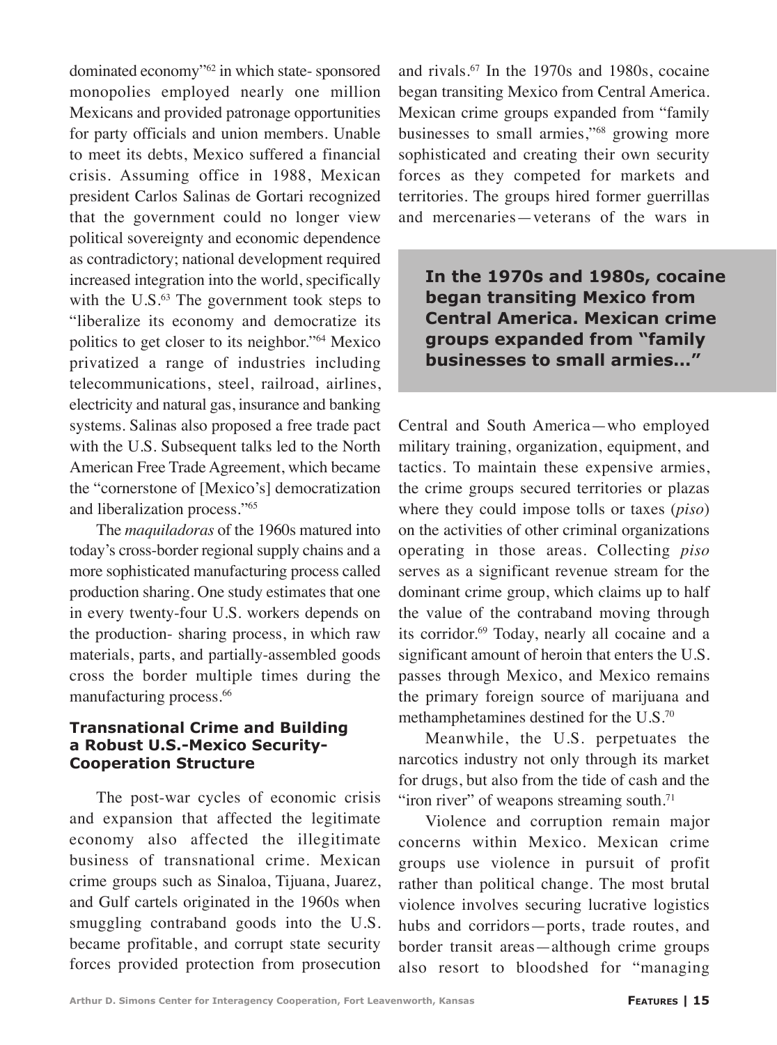dominated economy"[62] in which state- sponsored monopolies employed nearly one million Mexicans and provided patronage opportunities for party officials and union members. Unable to meet its debts, Mexico suffered a financial crisis. Assuming office in 1988, Mexican president Carlos Salinas de Gortari recognized that the government could no longer view political sovereignty and economic dependence as contradictory; national development required increased integration into the world, specifically with the U.S.[63] The government took steps to "liberalize its economy and democratize its politics to get closer to its neighbor."[64] Mexico privatized a range of industries including telecommunications, steel, railroad, airlines, electricity and natural gas, insurance and banking systems. Salinas also proposed a free trade pact with the U.S. Subsequent talks led to the North American Free Trade Agreement, which became the "cornerstone of [Mexico's] democratization and liberalization process."[65]

The *maquiladoras* of the 1960s matured into today's cross-border regional supply chains and a more sophisticated manufacturing process called production sharing. One study estimates that one in every twenty-four U.S. workers depends on the production- sharing process, in which raw materials, parts, and partially-assembled goods cross the border multiple times during the manufacturing process.[66]

### Transnational Crime and Building a Robust U.S.-Mexico Security-Cooperation Structure

The post-war cycles of economic crisis and expansion that affected the legitimate economy also affected the illegitimate business of transnational crime. Mexican crime groups such as Sinaloa, Tijuana, Juarez, and Gulf cartels originated in the 1960s when smuggling contraband goods into the U.S. became profitable, and corrupt state security forces provided protection from prosecution and rivals.[67] In the 1970s and 1980s, cocaine began transiting Mexico from Central America. Mexican crime groups expanded from "family businesses to small armies,"[68] growing more sophisticated and creating their own security forces as they competed for markets and territories. The groups hired former guerrillas and mercenaries—veterans of the wars in Central and South America—who employed military training, organization, equipment, and tactics. To maintain these expensive armies, the crime groups secured territories or plazas where they could impose tolls or taxes (*piso*) on the activities of other criminal organizations operating in those areas. Collecting *piso* serves as a significant revenue stream for the dominant crime group, which claims up to half the value of the contraband moving through its corridor.[69] Today, nearly all cocaine and a significant amount of heroin that enters the U.S. passes through Mexico, and Mexico remains the primary foreign source of marijuana and methamphetamines destined for the U.S.[70]

> **In the 1970s and 1980s, cocaine began transiting Mexico from Central America. Mexican crime groups expanded from "family businesses to small armies..."**

Meanwhile, the U.S. perpetuates the narcotics industry not only through its market for drugs, but also from the tide of cash and the "iron river" of weapons streaming south.[71]

Violence and corruption remain major concerns within Mexico. Mexican crime groups use violence in pursuit of profit rather than political change. The most brutal violence involves securing lucrative logistics hubs and corridors—ports, trade routes, and border transit areas—although crime groups also resort to bloodshed for "managing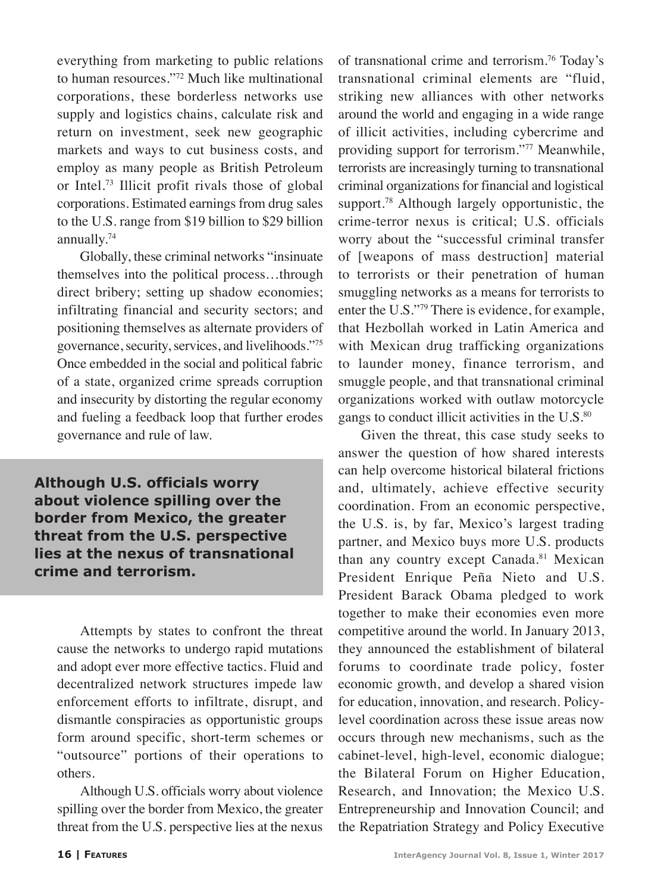everything from marketing to public relations to human resources."[72] Much like multinational corporations, these borderless networks use supply and logistics chains, calculate risk and return on investment, seek new geographic markets and ways to cut business costs, and employ as many people as British Petroleum or Intel.[73] Illicit profit rivals those of global corporations. Estimated earnings from drug sales to the U.S. range from $19 billion to $29 billion annually.[74]

Globally, these criminal networks "insinuate themselves into the political process…through direct bribery; setting up shadow economies; infiltrating financial and security sectors; and positioning themselves as alternate providers of governance, security, services, and livelihoods."[75] Once embedded in the social and political fabric of a state, organized crime spreads corruption and insecurity by distorting the regular economy and fueling a feedback loop that further erodes governance and rule of law.

**Although U.S. officials worry about violence spilling over the border from Mexico, the greater threat from the U.S. perspective lies at the nexus of transnational crime and terrorism.**

Attempts by states to confront the threat cause the networks to undergo rapid mutations and adopt ever more effective tactics. Fluid and decentralized network structures impede law enforcement efforts to infiltrate, disrupt, and dismantle conspiracies as opportunistic groups form around specific, short-term schemes or "outsource" portions of their operations to others.

Although U.S. officials worry about violence spilling over the border from Mexico, the greater threat from the U.S. perspective lies at the nexus of transnational crime and terrorism.[76] Today's transnational criminal elements are "fluid, striking new alliances with other networks around the world and engaging in a wide range of illicit activities, including cybercrime and providing support for terrorism."[77] Meanwhile, terrorists are increasingly turning to transnational criminal organizations for financial and logistical support.[78] Although largely opportunistic, the crime-terror nexus is critical; U.S. officials worry about the "successful criminal transfer of [weapons of mass destruction] material to terrorists or their penetration of human smuggling networks as a means for terrorists to enter the U.S."[79] There is evidence, for example, that Hezbollah worked in Latin America and with Mexican drug trafficking organizations to launder money, finance terrorism, and smuggle people, and that transnational criminal organizations worked with outlaw motorcycle gangs to conduct illicit activities in the U.S.[80]

Given the threat, this case study seeks to answer the question of how shared interests can help overcome historical bilateral frictions and, ultimately, achieve effective security coordination. From an economic perspective, the U.S. is, by far, Mexico's largest trading partner, and Mexico buys more U.S. products than any country except Canada.[81] Mexican President Enrique Peña Nieto and U.S. President Barack Obama pledged to work together to make their economies even more competitive around the world. In January 2013, they announced the establishment of bilateral forums to coordinate trade policy, foster economic growth, and develop a shared vision for education, innovation, and research. Policy-level coordination across these issue areas now occurs through new mechanisms, such as the cabinet-level, high-level, economic dialogue; the Bilateral Forum on Higher Education, Research, and Innovation; the Mexico U.S. Entrepreneurship and Innovation Council; and the Repatriation Strategy and Policy Executive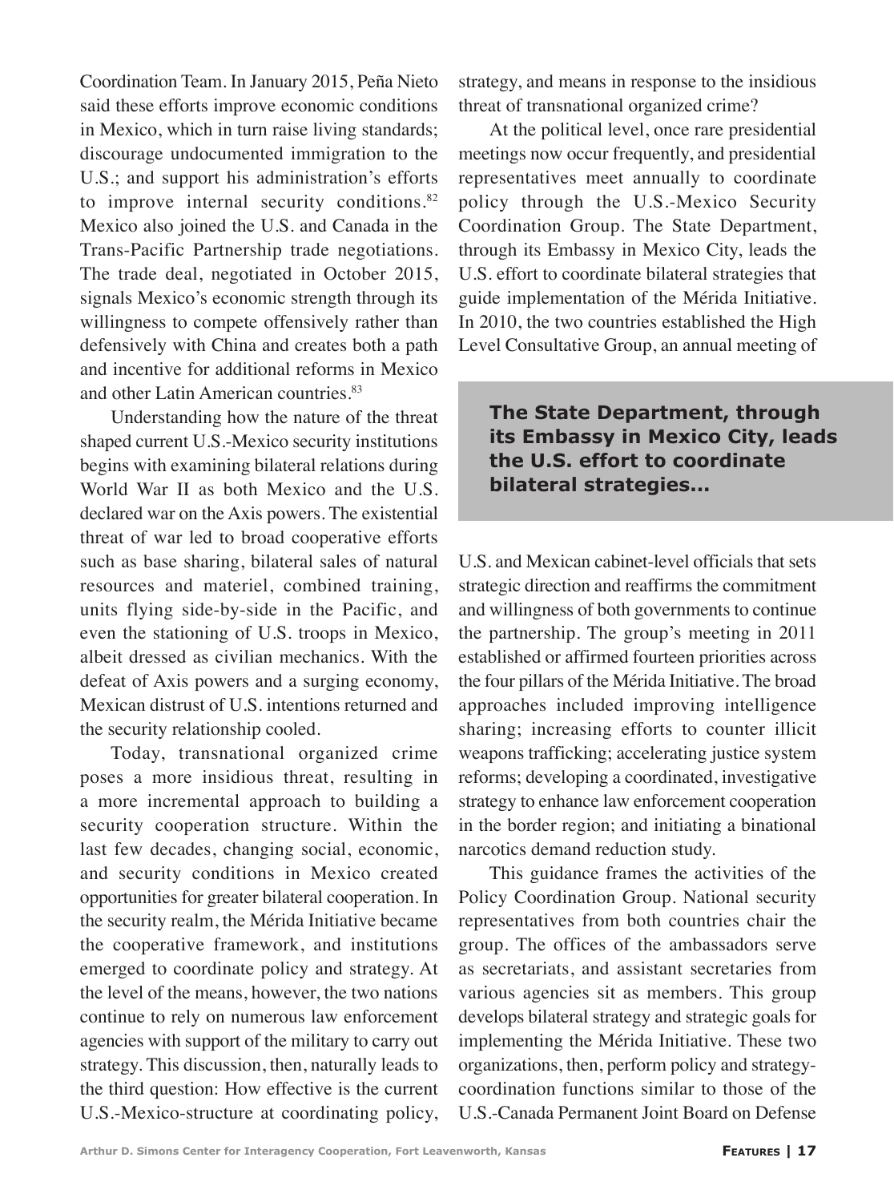Coordination Team. In January 2015, Peña Nieto said these efforts improve economic conditions in Mexico, which in turn raise living standards; discourage undocumented immigration to the U.S.; and support his administration's efforts to improve internal security conditions.[82] Mexico also joined the U.S. and Canada in the Trans-Pacific Partnership trade negotiations. The trade deal, negotiated in October 2015, signals Mexico's economic strength through its willingness to compete offensively rather than defensively with China and creates both a path and incentive for additional reforms in Mexico and other Latin American countries.[83]

Understanding how the nature of the threat shaped current U.S.-Mexico security institutions begins with examining bilateral relations during World War II as both Mexico and the U.S. declared war on the Axis powers. The existential threat of war led to broad cooperative efforts such as base sharing, bilateral sales of natural resources and materiel, combined training, units flying side-by-side in the Pacific, and even the stationing of U.S. troops in Mexico, albeit dressed as civilian mechanics. With the defeat of Axis powers and a surging economy, Mexican distrust of U.S. intentions returned and the security relationship cooled.

Today, transnational organized crime poses a more insidious threat, resulting in a more incremental approach to building a security cooperation structure. Within the last few decades, changing social, economic, and security conditions in Mexico created opportunities for greater bilateral cooperation. In the security realm, the Mérida Initiative became the cooperative framework, and institutions emerged to coordinate policy and strategy. At the level of the means, however, the two nations continue to rely on numerous law enforcement agencies with support of the military to carry out strategy. This discussion, then, naturally leads to the third question: How effective is the current U.S.-Mexico-structure at coordinating policy, strategy, and means in response to the insidious threat of transnational organized crime?

At the political level, once rare presidential meetings now occur frequently, and presidential representatives meet annually to coordinate policy through the U.S.-Mexico Security Coordination Group. The State Department, through its Embassy in Mexico City, leads the U.S. effort to coordinate bilateral strategies that guide implementation of the Mérida Initiative. In 2010, the two countries established the High Level Consultative Group, an annual meeting of U.S. and Mexican cabinet-level officials that sets strategic direction and reaffirms the commitment and willingness of both governments to continue the partnership. The group's meeting in 2011 established or affirmed fourteen priorities across the four pillars of the Mérida Initiative. The broad approaches included improving intelligence sharing; increasing efforts to counter illicit weapons trafficking; accelerating justice system reforms; developing a coordinated, investigative strategy to enhance law enforcement cooperation in the border region; and initiating a binational narcotics demand reduction study.

> **The State Department, through its Embassy in Mexico City, leads the U.S. effort to coordinate bilateral strategies...**

This guidance frames the activities of the Policy Coordination Group. National security representatives from both countries chair the group. The offices of the ambassadors serve as secretariats, and assistant secretaries from various agencies sit as members. This group develops bilateral strategy and strategic goals for implementing the Mérida Initiative. These two organizations, then, perform policy and strategy-coordination functions similar to those of the U.S.-Canada Permanent Joint Board on Defense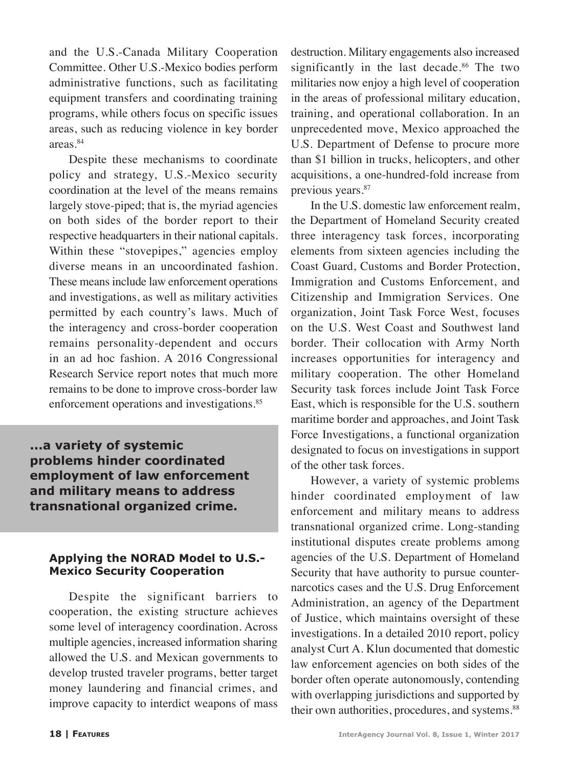and the U.S.-Canada Military Cooperation Committee. Other U.S.-Mexico bodies perform administrative functions, such as facilitating equipment transfers and coordinating training programs, while others focus on specific issues areas, such as reducing violence in key border areas.[84]

Despite these mechanisms to coordinate policy and strategy, U.S.-Mexico security coordination at the level of the means remains largely stove-piped; that is, the myriad agencies on both sides of the border report to their respective headquarters in their national capitals. Within these "stovepipes," agencies employ diverse means in an uncoordinated fashion. These means include law enforcement operations and investigations, as well as military activities permitted by each country's laws. Much of the interagency and cross-border cooperation remains personality-dependent and occurs in an ad hoc fashion. A 2016 Congressional Research Service report notes that much more remains to be done to improve cross-border law enforcement operations and investigations.[85]

**...a variety of systemic problems hinder coordinated employment of law enforcement and military means to address transnational organized crime.**

### Applying the NORAD Model to U.S.-Mexico Security Cooperation

Despite the significant barriers to cooperation, the existing structure achieves some level of interagency coordination. Across multiple agencies, increased information sharing allowed the U.S. and Mexican governments to develop trusted traveler programs, better target money laundering and financial crimes, and improve capacity to interdict weapons of mass destruction. Military engagements also increased significantly in the last decade.[86] The two militaries now enjoy a high level of cooperation in the areas of professional military education, training, and operational collaboration. In an unprecedented move, Mexico approached the U.S. Department of Defense to procure more than $1 billion in trucks, helicopters, and other acquisitions, a one-hundred-fold increase from previous years.[87]

In the U.S. domestic law enforcement realm, the Department of Homeland Security created three interagency task forces, incorporating elements from sixteen agencies including the Coast Guard, Customs and Border Protection, Immigration and Customs Enforcement, and Citizenship and Immigration Services. One organization, Joint Task Force West, focuses on the U.S. West Coast and Southwest land border. Their collocation with Army North increases opportunities for interagency and military cooperation. The other Homeland Security task forces include Joint Task Force East, which is responsible for the U.S. southern maritime border and approaches, and Joint Task Force Investigations, a functional organization designated to focus on investigations in support of the other task forces.

However, a variety of systemic problems hinder coordinated employment of law enforcement and military means to address transnational organized crime. Long-standing institutional disputes create problems among agencies of the U.S. Department of Homeland Security that have authority to pursue counter-narcotics cases and the U.S. Drug Enforcement Administration, an agency of the Department of Justice, which maintains oversight of these investigations. In a detailed 2010 report, policy analyst Curt A. Klun documented that domestic law enforcement agencies on both sides of the border often operate autonomously, contending with overlapping jurisdictions and supported by their own authorities, procedures, and systems.[88]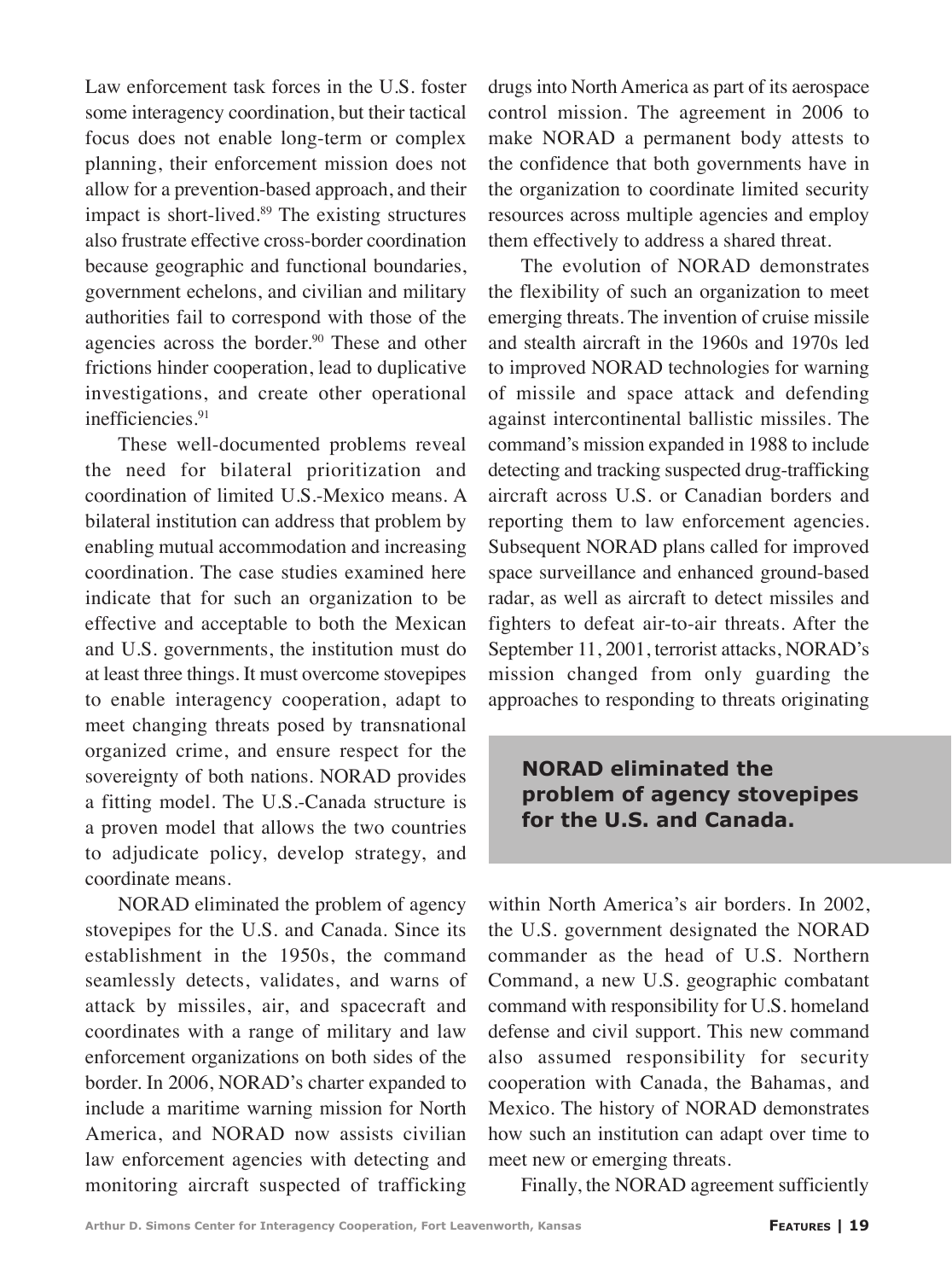Law enforcement task forces in the U.S. foster some interagency coordination, but their tactical focus does not enable long-term or complex planning, their enforcement mission does not allow for a prevention-based approach, and their impact is short-lived.[89] The existing structures also frustrate effective cross-border coordination because geographic and functional boundaries, government echelons, and civilian and military authorities fail to correspond with those of the agencies across the border.[90] These and other frictions hinder cooperation, lead to duplicative investigations, and create other operational inefficiencies.[91]

These well-documented problems reveal the need for bilateral prioritization and coordination of limited U.S.-Mexico means. A bilateral institution can address that problem by enabling mutual accommodation and increasing coordination. The case studies examined here indicate that for such an organization to be effective and acceptable to both the Mexican and U.S. governments, the institution must do at least three things. It must overcome stovepipes to enable interagency cooperation, adapt to meet changing threats posed by transnational organized crime, and ensure respect for the sovereignty of both nations. NORAD provides a fitting model. The U.S.-Canada structure is a proven model that allows the two countries to adjudicate policy, develop strategy, and coordinate means.

NORAD eliminated the problem of agency stovepipes for the U.S. and Canada. Since its establishment in the 1950s, the command seamlessly detects, validates, and warns of attack by missiles, air, and spacecraft and coordinates with a range of military and law enforcement organizations on both sides of the border. In 2006, NORAD's charter expanded to include a maritime warning mission for North America, and NORAD now assists civilian law enforcement agencies with detecting and monitoring aircraft suspected of trafficking drugs into North America as part of its aerospace control mission. The agreement in 2006 to make NORAD a permanent body attests to the confidence that both governments have in the organization to coordinate limited security resources across multiple agencies and employ them effectively to address a shared threat.

The evolution of NORAD demonstrates the flexibility of such an organization to meet emerging threats. The invention of cruise missile and stealth aircraft in the 1960s and 1970s led to improved NORAD technologies for warning of missile and space attack and defending against intercontinental ballistic missiles. The command's mission expanded in 1988 to include detecting and tracking suspected drug-trafficking aircraft across U.S. or Canadian borders and reporting them to law enforcement agencies. Subsequent NORAD plans called for improved space surveillance and enhanced ground-based radar, as well as aircraft to detect missiles and fighters to defeat air-to-air threats. After the September 11, 2001, terrorist attacks, NORAD's mission changed from only guarding the approaches to responding to threats originating within North America's air borders. In 2002, the U.S. government designated the NORAD commander as the head of U.S. Northern Command, a new U.S. geographic combatant command with responsibility for U.S. homeland defense and civil support. This new command also assumed responsibility for security cooperation with Canada, the Bahamas, and Mexico. The history of NORAD demonstrates how such an institution can adapt over time to meet new or emerging threats.

**NORAD eliminated the problem of agency stovepipes for the U.S. and Canada.**

Finally, the NORAD agreement sufficiently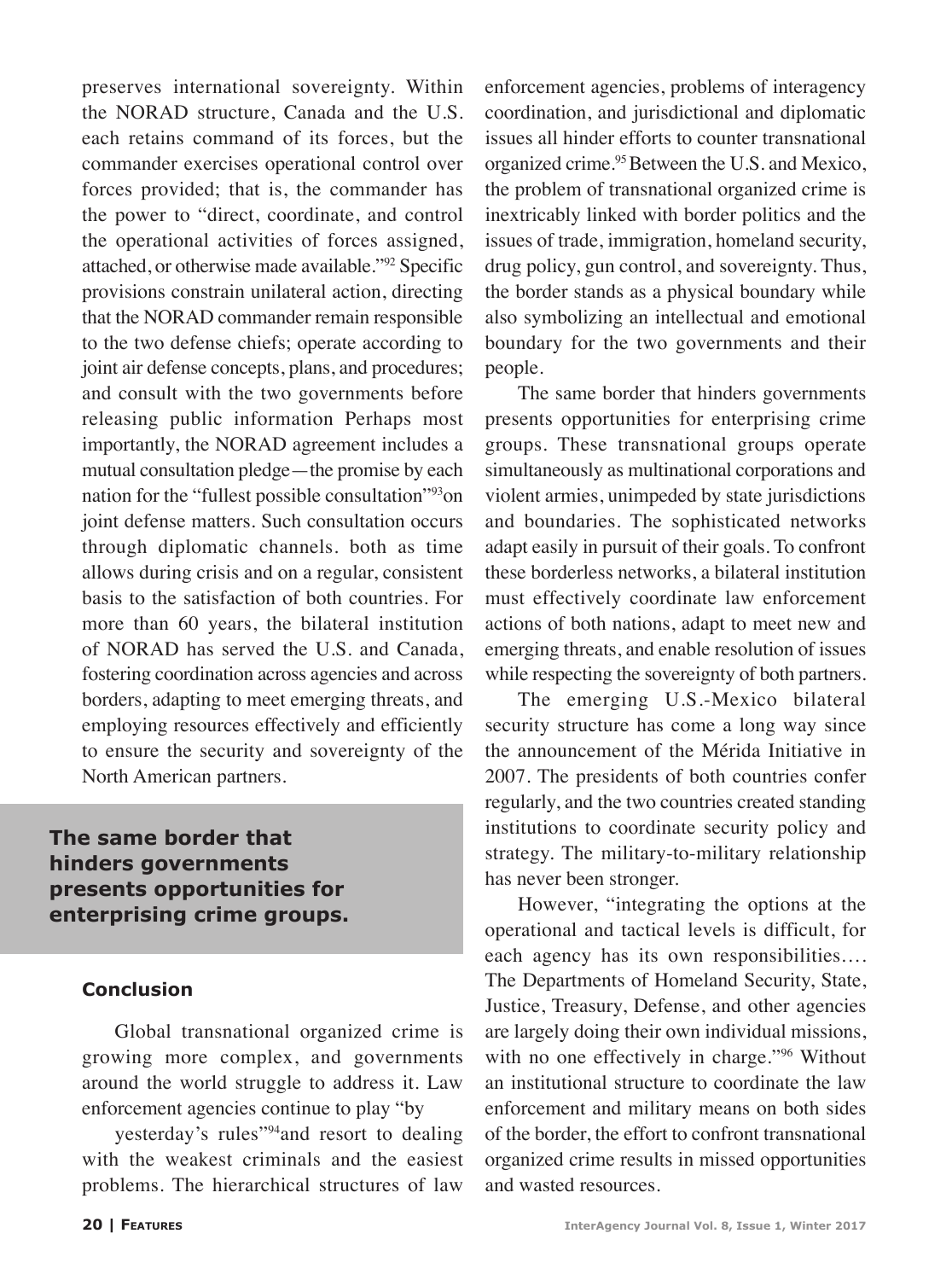preserves international sovereignty. Within the NORAD structure, Canada and the U.S. each retains command of its forces, but the commander exercises operational control over forces provided; that is, the commander has the power to "direct, coordinate, and control the operational activities of forces assigned, attached, or otherwise made available."[92] Specific provisions constrain unilateral action, directing that the NORAD commander remain responsible to the two defense chiefs; operate according to joint air defense concepts, plans, and procedures; and consult with the two governments before releasing public information Perhaps most importantly, the NORAD agreement includes a mutual consultation pledge—the promise by each nation for the "fullest possible consultation"[93]on joint defense matters. Such consultation occurs through diplomatic channels. both as time allows during crisis and on a regular, consistent basis to the satisfaction of both countries. For more than 60 years, the bilateral institution of NORAD has served the U.S. and Canada, fostering coordination across agencies and across borders, adapting to meet emerging threats, and employing resources effectively and efficiently to ensure the security and sovereignty of the North American partners.

**The same border that hinders governments presents opportunities for enterprising crime groups.**

### Conclusion

Global transnational organized crime is growing more complex, and governments around the world struggle to address it. Law enforcement agencies continue to play "by yesterday's rules"[94]and resort to dealing with the weakest criminals and the easiest problems. The hierarchical structures of law enforcement agencies, problems of interagency coordination, and jurisdictional and diplomatic issues all hinder efforts to counter transnational organized crime.[95] Between the U.S. and Mexico, the problem of transnational organized crime is inextricably linked with border politics and the issues of trade, immigration, homeland security, drug policy, gun control, and sovereignty. Thus, the border stands as a physical boundary while also symbolizing an intellectual and emotional boundary for the two governments and their people.

The same border that hinders governments presents opportunities for enterprising crime groups. These transnational groups operate simultaneously as multinational corporations and violent armies, unimpeded by state jurisdictions and boundaries. The sophisticated networks adapt easily in pursuit of their goals. To confront these borderless networks, a bilateral institution must effectively coordinate law enforcement actions of both nations, adapt to meet new and emerging threats, and enable resolution of issues while respecting the sovereignty of both partners.

The emerging U.S.-Mexico bilateral security structure has come a long way since the announcement of the Mérida Initiative in 2007. The presidents of both countries confer regularly, and the two countries created standing institutions to coordinate security policy and strategy. The military-to-military relationship has never been stronger.

However, "integrating the options at the operational and tactical levels is difficult, for each agency has its own responsibilities.… The Departments of Homeland Security, State, Justice, Treasury, Defense, and other agencies are largely doing their own individual missions, with no one effectively in charge."[96] Without an institutional structure to coordinate the law enforcement and military means on both sides of the border, the effort to confront transnational organized crime results in missed opportunities and wasted resources.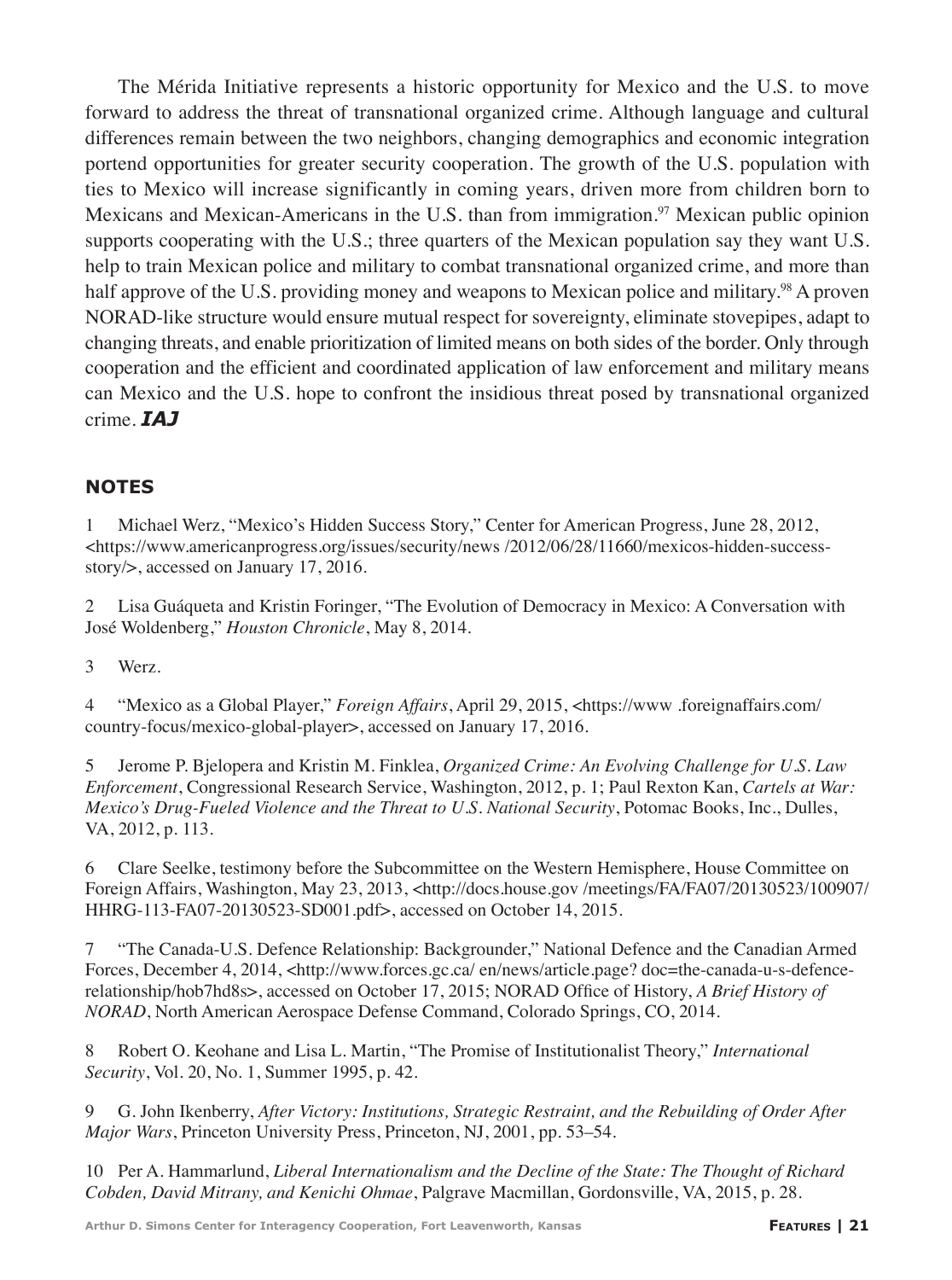The Mérida Initiative represents a historic opportunity for Mexico and the U.S. to move forward to address the threat of transnational organized crime. Although language and cultural differences remain between the two neighbors, changing demographics and economic integration portend opportunities for greater security cooperation. The growth of the U.S. population with ties to Mexico will increase significantly in coming years, driven more from children born to Mexicans and Mexican-Americans in the U.S. than from immigration.[97] Mexican public opinion supports cooperating with the U.S.; three quarters of the Mexican population say they want U.S. help to train Mexican police and military to combat transnational organized crime, and more than half approve of the U.S. providing money and weapons to Mexican police and military.[98] A proven NORAD-like structure would ensure mutual respect for sovereignty, eliminate stovepipes, adapt to changing threats, and enable prioritization of limited means on both sides of the border. Only through cooperation and the efficient and coordinated application of law enforcement and military means can Mexico and the U.S. hope to confront the insidious threat posed by transnational organized crime. ***IAJ***

## NOTES

1 Michael Werz, "Mexico's Hidden Success Story," Center for American Progress, June 28, 2012, <https://www.americanprogress.org/issues/security/news /2012/06/28/11660/mexicos-hidden-success-story/>, accessed on January 17, 2016.

2 Lisa Guáqueta and Kristin Foringer, "The Evolution of Democracy in Mexico: A Conversation with José Woldenberg," *Houston Chronicle*, May 8, 2014.

3 Werz.

4 "Mexico as a Global Player," *Foreign Affairs*, April 29, 2015, <https://www .foreignaffairs.com/ country-focus/mexico-global-player>, accessed on January 17, 2016.

5 Jerome P. Bjelopera and Kristin M. Finklea, *Organized Crime: An Evolving Challenge for U.S. Law Enforcement*, Congressional Research Service, Washington, 2012, p. 1; Paul Rexton Kan, *Cartels at War: Mexico's Drug-Fueled Violence and the Threat to U.S. National Security*, Potomac Books, Inc., Dulles, VA, 2012, p. 113.

6 Clare Seelke, testimony before the Subcommittee on the Western Hemisphere, House Committee on Foreign Affairs, Washington, May 23, 2013, <http://docs.house.gov /meetings/FA/FA07/20130523/100907/ HHRG-113-FA07-20130523-SD001.pdf>, accessed on October 14, 2015.

7 "The Canada-U.S. Defence Relationship: Backgrounder," National Defence and the Canadian Armed Forces, December 4, 2014, <http://www.forces.gc.ca/ en/news/article.page? doc=the-canada-u-s-defence-relationship/hob7hd8s>, accessed on October 17, 2015; NORAD Office of History, *A Brief History of NORAD*, North American Aerospace Defense Command, Colorado Springs, CO, 2014.

8 Robert O. Keohane and Lisa L. Martin, "The Promise of Institutionalist Theory," *International Security*, Vol. 20, No. 1, Summer 1995, p. 42.

9 G. John Ikenberry, *After Victory: Institutions, Strategic Restraint, and the Rebuilding of Order After Major Wars*, Princeton University Press, Princeton, NJ, 2001, pp. 53–54.

10 Per A. Hammarlund, *Liberal Internationalism and the Decline of the State: The Thought of Richard Cobden, David Mitrany, and Kenichi Ohmae*, Palgrave Macmillan, Gordonsville, VA, 2015, p. 28.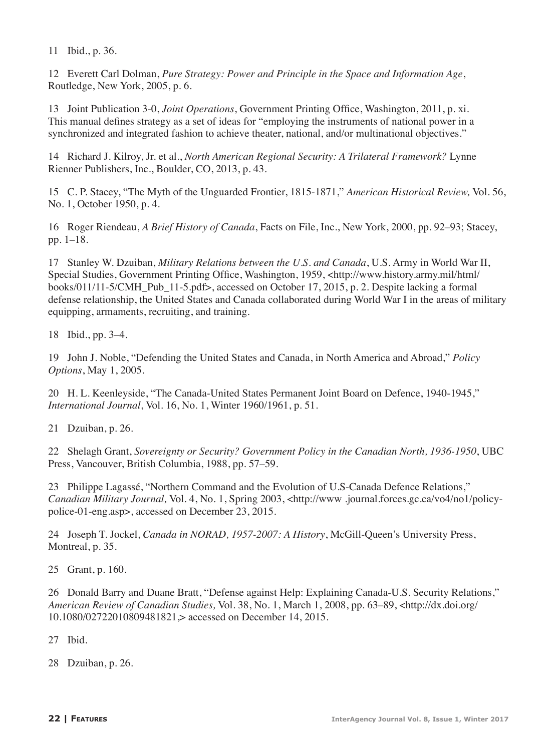11 Ibid., p. 36.

12 Everett Carl Dolman, *Pure Strategy: Power and Principle in the Space and Information Age*, Routledge, New York, 2005, p. 6.

13 Joint Publication 3-0, *Joint Operations*, Government Printing Office, Washington, 2011, p. xi. This manual defines strategy as a set of ideas for "employing the instruments of national power in a synchronized and integrated fashion to achieve theater, national, and/or multinational objectives."

14 Richard J. Kilroy, Jr. et al., *North American Regional Security: A Trilateral Framework?* Lynne Rienner Publishers, Inc., Boulder, CO, 2013, p. 43.

15 C. P. Stacey, "The Myth of the Unguarded Frontier, 1815-1871," *American Historical Review,* Vol. 56, No. 1, October 1950, p. 4.

16 Roger Riendeau, *A Brief History of Canada*, Facts on File, Inc., New York, 2000, pp. 92–93; Stacey, pp. 1–18.

17 Stanley W. Dzuiban, *Military Relations between the U.S. and Canada*, U.S. Army in World War II, Special Studies, Government Printing Office, Washington, 1959, <http://www.history.army.mil/html/books/011/11-5/CMH_Pub_11-5.pdf>, accessed on October 17, 2015, p. 2. Despite lacking a formal defense relationship, the United States and Canada collaborated during World War I in the areas of military equipping, armaments, recruiting, and training.

18 Ibid., pp. 3–4.

19 John J. Noble, "Defending the United States and Canada, in North America and Abroad," *Policy Options*, May 1, 2005.

20 H. L. Keenleyside, "The Canada-United States Permanent Joint Board on Defence, 1940-1945," *International Journal*, Vol. 16, No. 1, Winter 1960/1961, p. 51.

21 Dzuiban, p. 26.

22 Shelagh Grant, *Sovereignty or Security? Government Policy in the Canadian North, 1936-1950*, UBC Press, Vancouver, British Columbia, 1988, pp. 57–59.

23 Philippe Lagassé, "Northern Command and the Evolution of U.S-Canada Defence Relations," *Canadian Military Journal,* Vol. 4, No. 1, Spring 2003, <http://www .journal.forces.gc.ca/vo4/no1/policy-police-01-eng.asp>, accessed on December 23, 2015.

24 Joseph T. Jockel, *Canada in NORAD, 1957-2007: A History*, McGill-Queen's University Press, Montreal, p. 35.

25 Grant, p. 160.

26 Donald Barry and Duane Bratt, "Defense against Help: Explaining Canada-U.S. Security Relations," *American Review of Canadian Studies,* Vol. 38, No. 1, March 1, 2008, pp. 63–89, <http://dx.doi.org/10.1080/02722010809481821,> accessed on December 14, 2015.

27 Ibid.

28 Dzuiban, p. 26.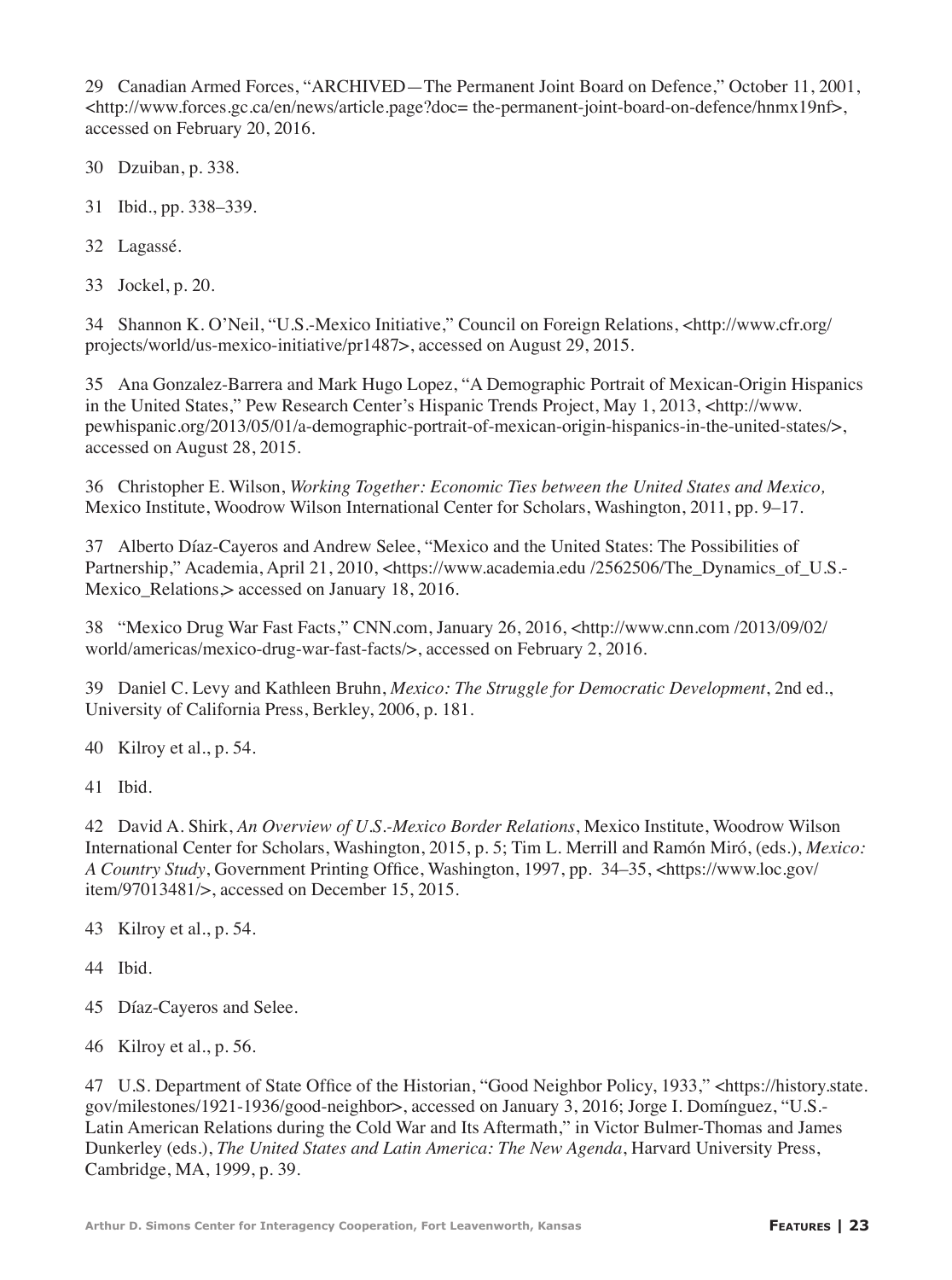29 Canadian Armed Forces, "ARCHIVED—The Permanent Joint Board on Defence," October 11, 2001, <http://www.forces.gc.ca/en/news/article.page?doc= the-permanent-joint-board-on-defence/hnmx19nf>, accessed on February 20, 2016.

30 Dzuiban, p. 338.

31 Ibid., pp. 338–339.

32 Lagassé.

33 Jockel, p. 20.

34 Shannon K. O'Neil, "U.S.-Mexico Initiative," Council on Foreign Relations, <http://www.cfr.org/projects/world/us-mexico-initiative/pr1487>, accessed on August 29, 2015.

35 Ana Gonzalez-Barrera and Mark Hugo Lopez, "A Demographic Portrait of Mexican-Origin Hispanics in the United States," Pew Research Center's Hispanic Trends Project, May 1, 2013, <http://www.pewhispanic.org/2013/05/01/a-demographic-portrait-of-mexican-origin-hispanics-in-the-united-states/>, accessed on August 28, 2015.

36 Christopher E. Wilson, *Working Together: Economic Ties between the United States and Mexico,* Mexico Institute, Woodrow Wilson International Center for Scholars, Washington, 2011, pp. 9–17.

37 Alberto Díaz-Cayeros and Andrew Selee, "Mexico and the United States: The Possibilities of Partnership," Academia, April 21, 2010, <https://www.academia.edu /2562506/The_Dynamics_of_U.S.-Mexico_Relations,> accessed on January 18, 2016.

38 "Mexico Drug War Fast Facts," CNN.com, January 26, 2016, <http://www.cnn.com /2013/09/02/world/americas/mexico-drug-war-fast-facts/>, accessed on February 2, 2016.

39 Daniel C. Levy and Kathleen Bruhn, *Mexico: The Struggle for Democratic Development*, 2nd ed., University of California Press, Berkley, 2006, p. 181.

40 Kilroy et al., p. 54.

41 Ibid.

42 David A. Shirk, *An Overview of U.S.-Mexico Border Relations*, Mexico Institute, Woodrow Wilson International Center for Scholars, Washington, 2015, p. 5; Tim L. Merrill and Ramón Miró, (eds.), *Mexico: A Country Study*, Government Printing Office, Washington, 1997, pp. 34–35, <https://www.loc.gov/item/97013481/>, accessed on December 15, 2015.

43 Kilroy et al., p. 54.

44 Ibid.

45 Díaz-Cayeros and Selee.

46 Kilroy et al., p. 56.

47 U.S. Department of State Office of the Historian, "Good Neighbor Policy, 1933," <https://history.state.gov/milestones/1921-1936/good-neighbor>, accessed on January 3, 2016; Jorge I. Domínguez, "U.S.-Latin American Relations during the Cold War and Its Aftermath," in Victor Bulmer-Thomas and James Dunkerley (eds.), *The United States and Latin America: The New Agenda*, Harvard University Press, Cambridge, MA, 1999, p. 39.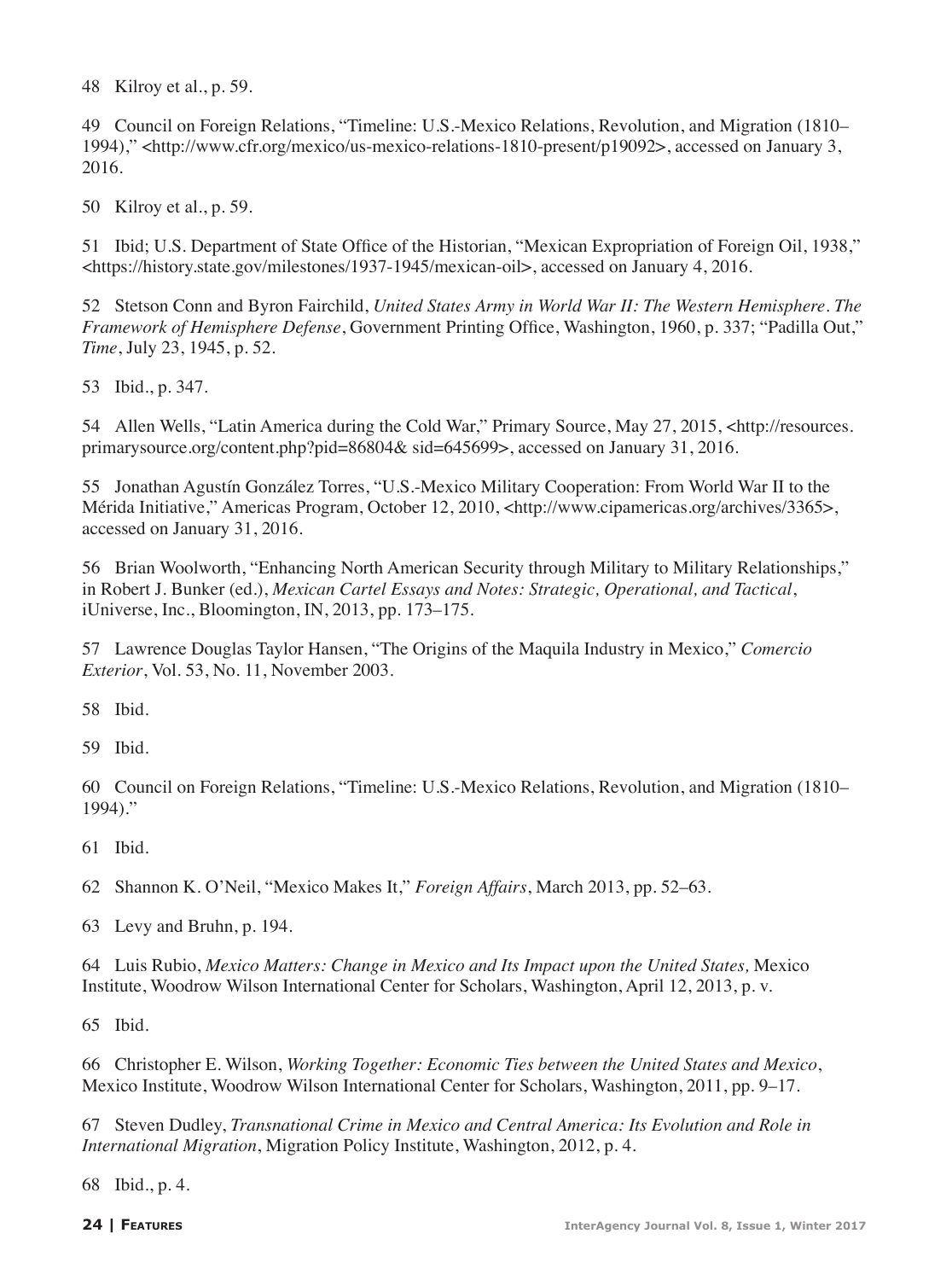48 Kilroy et al., p. 59.

49 Council on Foreign Relations, "Timeline: U.S.-Mexico Relations, Revolution, and Migration (1810–1994)," <http://www.cfr.org/mexico/us-mexico-relations-1810-present/p19092>, accessed on January 3, 2016.

50 Kilroy et al., p. 59.

51 Ibid; U.S. Department of State Office of the Historian, "Mexican Expropriation of Foreign Oil, 1938," <https://history.state.gov/milestones/1937-1945/mexican-oil>, accessed on January 4, 2016.

52 Stetson Conn and Byron Fairchild, *United States Army in World War II: The Western Hemisphere. The Framework of Hemisphere Defense*, Government Printing Office, Washington, 1960, p. 337; "Padilla Out," *Time*, July 23, 1945, p. 52.

53 Ibid., p. 347.

54 Allen Wells, "Latin America during the Cold War," Primary Source, May 27, 2015, <http://resources.primarysource.org/content.php?pid=86804& sid=645699>, accessed on January 31, 2016.

55 Jonathan Agustín González Torres, "U.S.-Mexico Military Cooperation: From World War II to the Mérida Initiative," Americas Program, October 12, 2010, <http://www.cipamericas.org/archives/3365>, accessed on January 31, 2016.

56 Brian Woolworth, "Enhancing North American Security through Military to Military Relationships," in Robert J. Bunker (ed.), *Mexican Cartel Essays and Notes: Strategic, Operational, and Tactical*, iUniverse, Inc., Bloomington, IN, 2013, pp. 173–175.

57 Lawrence Douglas Taylor Hansen, "The Origins of the Maquila Industry in Mexico," *Comercio Exterior*, Vol. 53, No. 11, November 2003.

58 Ibid.

59 Ibid.

60 Council on Foreign Relations, "Timeline: U.S.-Mexico Relations, Revolution, and Migration (1810–1994)."

61 Ibid.

62 Shannon K. O'Neil, "Mexico Makes It," *Foreign Affairs*, March 2013, pp. 52–63.

63 Levy and Bruhn, p. 194.

64 Luis Rubio, *Mexico Matters: Change in Mexico and Its Impact upon the United States,* Mexico Institute, Woodrow Wilson International Center for Scholars, Washington, April 12, 2013, p. v.

65 Ibid.

66 Christopher E. Wilson, *Working Together: Economic Ties between the United States and Mexico*, Mexico Institute, Woodrow Wilson International Center for Scholars, Washington, 2011, pp. 9–17.

67 Steven Dudley, *Transnational Crime in Mexico and Central America: Its Evolution and Role in International Migration*, Migration Policy Institute, Washington, 2012, p. 4.

68 Ibid., p. 4.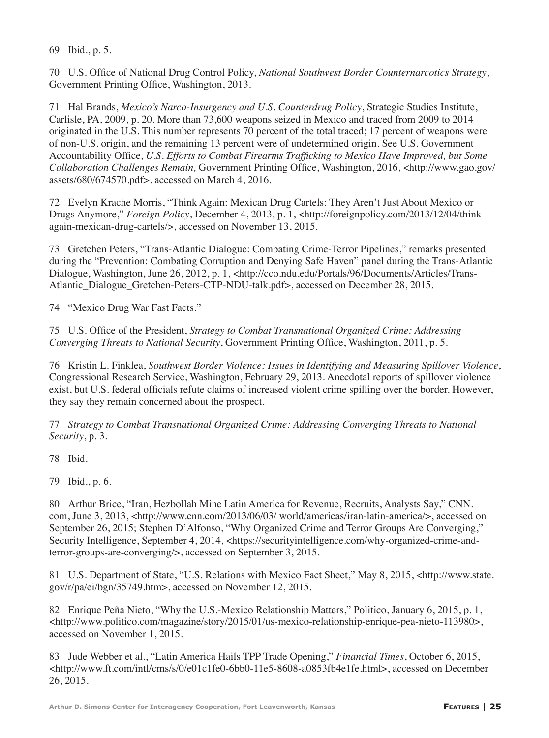69 Ibid., p. 5.

70 U.S. Office of National Drug Control Policy, *National Southwest Border Counternarcotics Strategy*, Government Printing Office, Washington, 2013.

71 Hal Brands, *Mexico's Narco-Insurgency and U.S. Counterdrug Policy*, Strategic Studies Institute, Carlisle, PA, 2009, p. 20. More than 73,600 weapons seized in Mexico and traced from 2009 to 2014 originated in the U.S. This number represents 70 percent of the total traced; 17 percent of weapons were of non-U.S. origin, and the remaining 13 percent were of undetermined origin. See U.S. Government Accountability Office, *U.S. Efforts to Combat Firearms Trafficking to Mexico Have Improved, but Some Collaboration Challenges Remain,* Government Printing Office, Washington, 2016, <http://www.gao.gov/assets/680/674570.pdf>, accessed on March 4, 2016.

72 Evelyn Krache Morris, "Think Again: Mexican Drug Cartels: They Aren't Just About Mexico or Drugs Anymore," *Foreign Policy*, December 4, 2013, p. 1, <http://foreignpolicy.com/2013/12/04/think-again-mexican-drug-cartels/>, accessed on November 13, 2015.

73 Gretchen Peters, "Trans-Atlantic Dialogue: Combating Crime-Terror Pipelines," remarks presented during the "Prevention: Combating Corruption and Denying Safe Haven" panel during the Trans-Atlantic Dialogue, Washington, June 26, 2012, p. 1, <http://cco.ndu.edu/Portals/96/Documents/Articles/Trans-Atlantic_Dialogue_Gretchen-Peters-CTP-NDU-talk.pdf>, accessed on December 28, 2015.

74 "Mexico Drug War Fast Facts."

75 U.S. Office of the President, *Strategy to Combat Transnational Organized Crime: Addressing Converging Threats to National Security*, Government Printing Office, Washington, 2011, p. 5.

76 Kristin L. Finklea, *Southwest Border Violence: Issues in Identifying and Measuring Spillover Violence*, Congressional Research Service, Washington, February 29, 2013. Anecdotal reports of spillover violence exist, but U.S. federal officials refute claims of increased violent crime spilling over the border. However, they say they remain concerned about the prospect.

77 *Strategy to Combat Transnational Organized Crime: Addressing Converging Threats to National Security*, p. 3.

78 Ibid.

79 Ibid., p. 6.

80 Arthur Brice, "Iran, Hezbollah Mine Latin America for Revenue, Recruits, Analysts Say," CNN.com, June 3, 2013, <http://www.cnn.com/2013/06/03/ world/americas/iran-latin-america/>, accessed on September 26, 2015; Stephen D'Alfonso, "Why Organized Crime and Terror Groups Are Converging," Security Intelligence, September 4, 2014, <https://securityintelligence.com/why-organized-crime-and-terror-groups-are-converging/>, accessed on September 3, 2015.

81 U.S. Department of State, "U.S. Relations with Mexico Fact Sheet," May 8, 2015, <http://www.state.gov/r/pa/ei/bgn/35749.htm>, accessed on November 12, 2015.

82 Enrique Peña Nieto, "Why the U.S.-Mexico Relationship Matters," Politico, January 6, 2015, p. 1, <http://www.politico.com/magazine/story/2015/01/us-mexico-relationship-enrique-pea-nieto-113980>, accessed on November 1, 2015.

83 Jude Webber et al., "Latin America Hails TPP Trade Opening," *Financial Times*, October 6, 2015, <http://www.ft.com/intl/cms/s/0/e01c1fe0-6bb0-11e5-8608-a0853fb4e1fe.html>, accessed on December 26, 2015.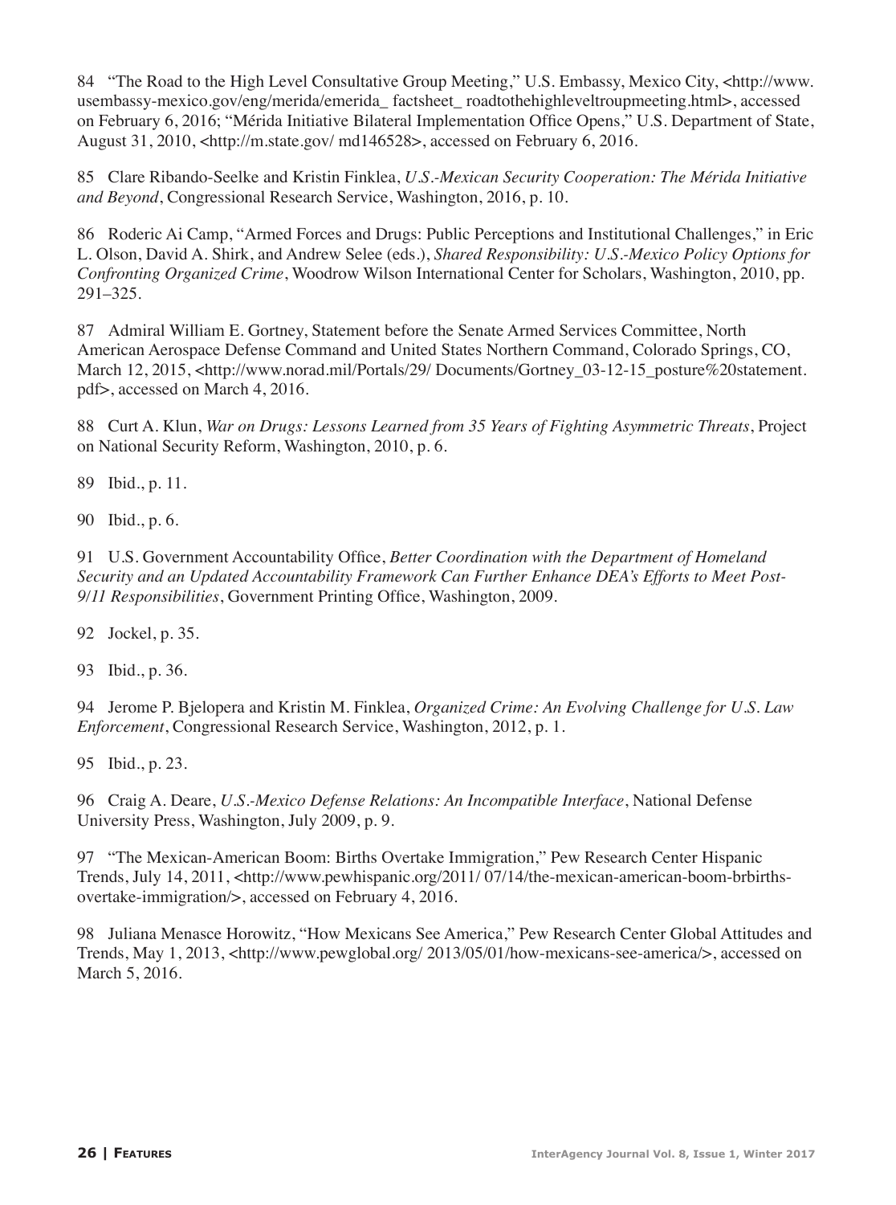84 "The Road to the High Level Consultative Group Meeting," U.S. Embassy, Mexico City, <http://www.usembassy-mexico.gov/eng/merida/emerida_ factsheet_ roadtothehighleveltroupmeeting.html>, accessed on February 6, 2016; "Mérida Initiative Bilateral Implementation Office Opens," U.S. Department of State, August 31, 2010, <http://m.state.gov/ md146528>, accessed on February 6, 2016.

85 Clare Ribando-Seelke and Kristin Finklea, *U.S.-Mexican Security Cooperation: The Mérida Initiative and Beyond*, Congressional Research Service, Washington, 2016, p. 10.

86 Roderic Ai Camp, "Armed Forces and Drugs: Public Perceptions and Institutional Challenges," in Eric L. Olson, David A. Shirk, and Andrew Selee (eds.), *Shared Responsibility: U.S.-Mexico Policy Options for Confronting Organized Crime*, Woodrow Wilson International Center for Scholars, Washington, 2010, pp. 291–325.

87 Admiral William E. Gortney, Statement before the Senate Armed Services Committee, North American Aerospace Defense Command and United States Northern Command, Colorado Springs, CO, March 12, 2015, <http://www.norad.mil/Portals/29/ Documents/Gortney_03-12-15_posture%20statement.pdf>, accessed on March 4, 2016.

88 Curt A. Klun, *War on Drugs: Lessons Learned from 35 Years of Fighting Asymmetric Threats*, Project on National Security Reform, Washington, 2010, p. 6.

89 Ibid., p. 11.

90 Ibid., p. 6.

91 U.S. Government Accountability Office, *Better Coordination with the Department of Homeland Security and an Updated Accountability Framework Can Further Enhance DEA's Efforts to Meet Post-9/11 Responsibilities*, Government Printing Office, Washington, 2009.

92 Jockel, p. 35.

93 Ibid., p. 36.

94 Jerome P. Bjelopera and Kristin M. Finklea, *Organized Crime: An Evolving Challenge for U.S. Law Enforcement*, Congressional Research Service, Washington, 2012, p. 1.

95 Ibid., p. 23.

96 Craig A. Deare, *U.S.-Mexico Defense Relations: An Incompatible Interface*, National Defense University Press, Washington, July 2009, p. 9.

97 "The Mexican-American Boom: Births Overtake Immigration," Pew Research Center Hispanic Trends, July 14, 2011, <http://www.pewhispanic.org/2011/ 07/14/the-mexican-american-boom-brbirths-overtake-immigration/>, accessed on February 4, 2016.

98 Juliana Menasce Horowitz, "How Mexicans See America," Pew Research Center Global Attitudes and Trends, May 1, 2013, <http://www.pewglobal.org/ 2013/05/01/how-mexicans-see-america/>, accessed on March 5, 2016.